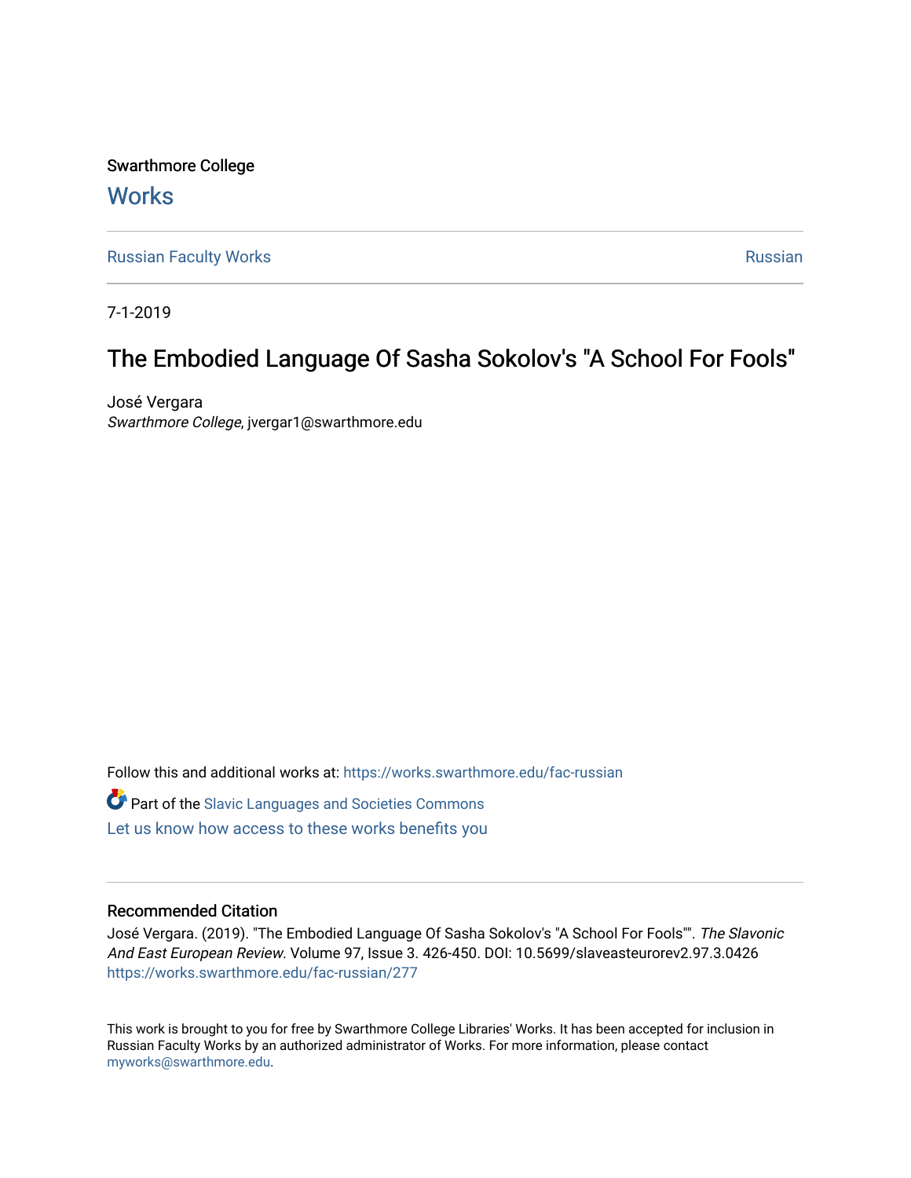Swarthmore College

# Works

Russian Faculty Works | Russian

7-1-2019

## The Embodied Language Of Sasha Sokolov's "A School For Fools"

José Vergara
*Swarthmore College*, jvergar1@swarthmore.edu

Follow this and additional works at: https://works.swarthmore.edu/fac-russian

Part of the Slavic Languages and Societies Commons

Let us know how access to these works benefits you

### Recommended Citation

José Vergara. (2019). "The Embodied Language Of Sasha Sokolov's "A School For Fools"". *The Slavonic And East European Review*. Volume 97, Issue 3. 426-450. DOI: 10.5699/slaveasteurorev2.97.3.0426
https://works.swarthmore.edu/fac-russian/277

This work is brought to you for free by Swarthmore College Libraries' Works. It has been accepted for inclusion in Russian Faculty Works by an authorized administrator of Works. For more information, please contact myworks@swarthmore.edu.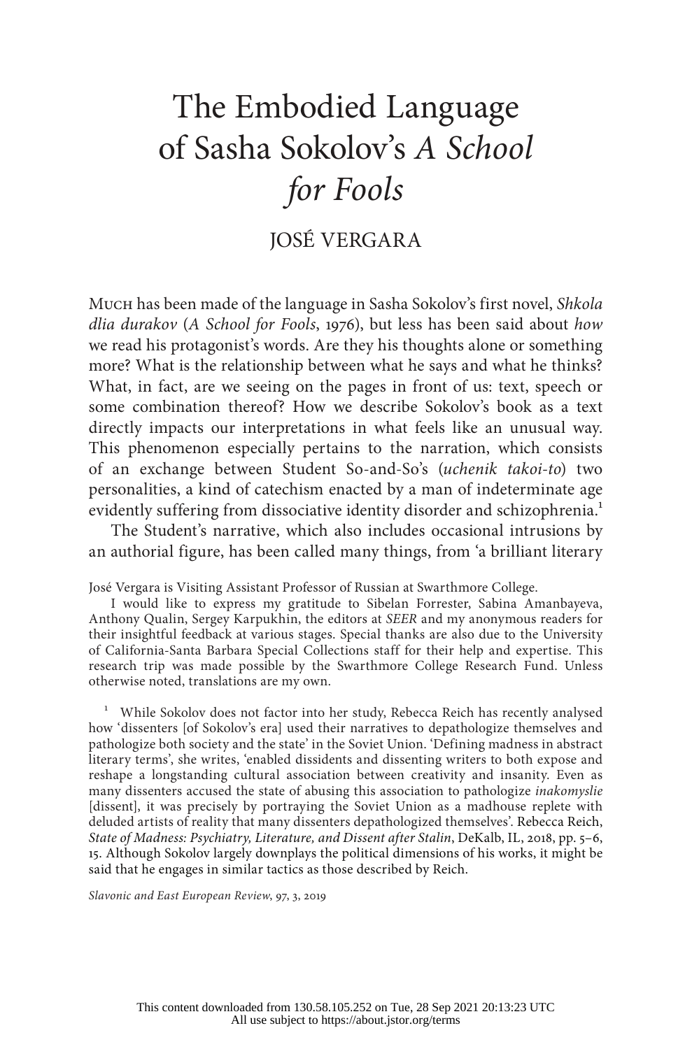# The Embodied Language of Sasha Sokolov's *A School for Fools*

JOSÉ VERGARA

Much has been made of the language in Sasha Sokolov's first novel, *Shkola dlia durakov* (*A School for Fools*, 1976), but less has been said about *how* we read his protagonist's words. Are they his thoughts alone or something more? What is the relationship between what he says and what he thinks? What, in fact, are we seeing on the pages in front of us: text, speech or some combination thereof? How we describe Sokolov's book as a text directly impacts our interpretations in what feels like an unusual way. This phenomenon especially pertains to the narration, which consists of an exchange between Student So-and-So's (*uchenik takoi-to*) two personalities, a kind of catechism enacted by a man of indeterminate age evidently suffering from dissociative identity disorder and schizophrenia.[1]

The Student's narrative, which also includes occasional intrusions by an authorial figure, has been called many things, from 'a brilliant literary

José Vergara is Visiting Assistant Professor of Russian at Swarthmore College.

I would like to express my gratitude to Sibelan Forrester, Sabina Amanbayeva, Anthony Qualin, Sergey Karpukhin, the editors at *SEER* and my anonymous readers for their insightful feedback at various stages. Special thanks are also due to the University of California-Santa Barbara Special Collections staff for their help and expertise. This research trip was made possible by the Swarthmore College Research Fund. Unless otherwise noted, translations are my own.

[1] While Sokolov does not factor into her study, Rebecca Reich has recently analysed how 'dissenters [of Sokolov's era] used their narratives to depathologize themselves and pathologize both society and the state' in the Soviet Union. 'Defining madness in abstract literary terms', she writes, 'enabled dissidents and dissenting writers to both expose and reshape a longstanding cultural association between creativity and insanity. Even as many dissenters accused the state of abusing this association to pathologize *inakomyslie* [dissent], it was precisely by portraying the Soviet Union as a madhouse replete with deluded artists of reality that many dissenters depathologized themselves'. Rebecca Reich, *State of Madness: Psychiatry, Literature, and Dissent after Stalin*, DeKalb, IL, 2018, pp. 5–6, 15. Although Sokolov largely downplays the political dimensions of his works, it might be said that he engages in similar tactics as those described by Reich.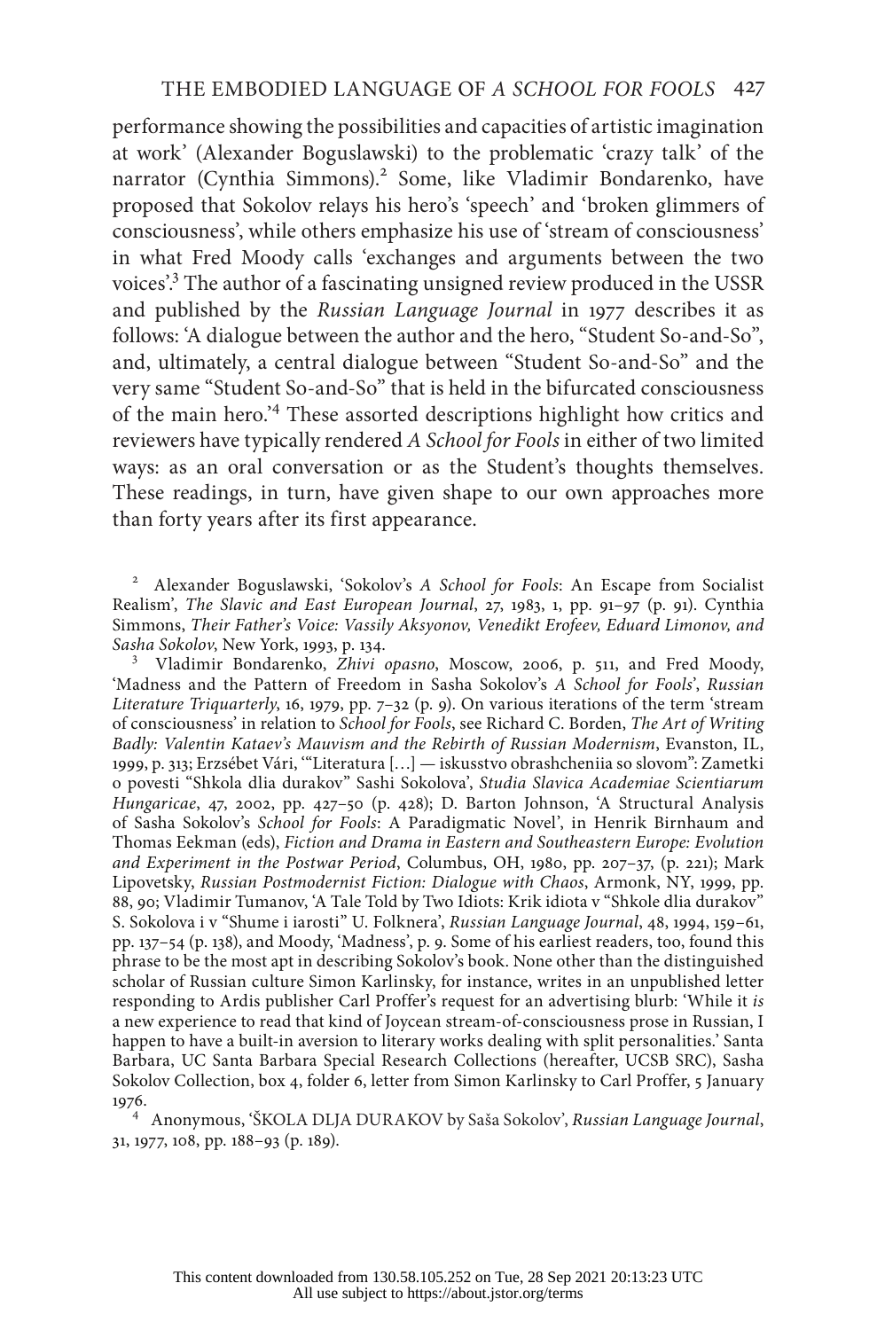performance showing the possibilities and capacities of artistic imagination at work' (Alexander Boguslawski) to the problematic 'crazy talk' of the narrator (Cynthia Simmons).[2] Some, like Vladimir Bondarenko, have proposed that Sokolov relays his hero's 'speech' and 'broken glimmers of consciousness', while others emphasize his use of 'stream of consciousness' in what Fred Moody calls 'exchanges and arguments between the two voices'.[3] The author of a fascinating unsigned review produced in the USSR and published by the *Russian Language Journal* in 1977 describes it as follows: 'A dialogue between the author and the hero, "Student So-and-So", and, ultimately, a central dialogue between "Student So-and-So" and the very same "Student So-and-So" that is held in the bifurcated consciousness of the main hero.'[4] These assorted descriptions highlight how critics and reviewers have typically rendered *A School for Fools* in either of two limited ways: as an oral conversation or as the Student's thoughts themselves. These readings, in turn, have given shape to our own approaches more than forty years after its first appearance.

[2] Alexander Boguslawski, 'Sokolov's *A School for Fools*: An Escape from Socialist Realism', *The Slavic and East European Journal*, 27, 1983, 1, pp. 91–97 (p. 91). Cynthia Simmons, *Their Father's Voice: Vassily Aksyonov, Venedikt Erofeev, Eduard Limonov, and Sasha Sokolov*, New York, 1993, p. 134.

[3] Vladimir Bondarenko, *Zhivi opasno*, Moscow, 2006, p. 511, and Fred Moody, 'Madness and the Pattern of Freedom in Sasha Sokolov's *A School for Fools*', *Russian Literature Triquarterly*, 16, 1979, pp. 7–32 (p. 9). On various iterations of the term 'stream of consciousness' in relation to *School for Fools*, see Richard C. Borden, *The Art of Writing Badly: Valentin Kataev's Mauvism and the Rebirth of Russian Modernism*, Evanston, IL, 1999, p. 313; Erzsébet Vári, '"Literatura […] — iskusstvo obrashcheniia so slovom": Zametki o povesti "Shkola dlia durakov" Sashi Sokolova', *Studia Slavica Academiae Scientiarum Hungaricae*, 47, 2002, pp. 427–50 (p. 428); D. Barton Johnson, 'A Structural Analysis of Sasha Sokolov's *School for Fools*: A Paradigmatic Novel', in Henrik Birnhaum and Thomas Eekman (eds), *Fiction and Drama in Eastern and Southeastern Europe: Evolution and Experiment in the Postwar Period*, Columbus, OH, 1980, pp. 207–37, (p. 221); Mark Lipovetsky, *Russian Postmodernist Fiction: Dialogue with Chaos*, Armonk, NY, 1999, pp. 88, 90; Vladimir Tumanov, 'A Tale Told by Two Idiots: Krik idiota v "Shkole dlia durakov" S. Sokolova i v "Shume i iarosti" U. Folknera', *Russian Language Journal*, 48, 1994, 159–61, pp. 137–54 (p. 138), and Moody, 'Madness', p. 9. Some of his earliest readers, too, found this phrase to be the most apt in describing Sokolov's book. None other than the distinguished scholar of Russian culture Simon Karlinsky, for instance, writes in an unpublished letter responding to Ardis publisher Carl Proffer's request for an advertising blurb: 'While it *is* a new experience to read that kind of Joycean stream-of-consciousness prose in Russian, I happen to have a built-in aversion to literary works dealing with split personalities.' Santa Barbara, UC Santa Barbara Special Research Collections (hereafter, UCSB SRC), Sasha Sokolov Collection, box 4, folder 6, letter from Simon Karlinsky to Carl Proffer, 5 January 1976.

[4] Anonymous, 'ŠKOLA DLJA DURAKOV by Saša Sokolov', *Russian Language Journal*, 31, 1977, 108, pp. 188–93 (p. 189).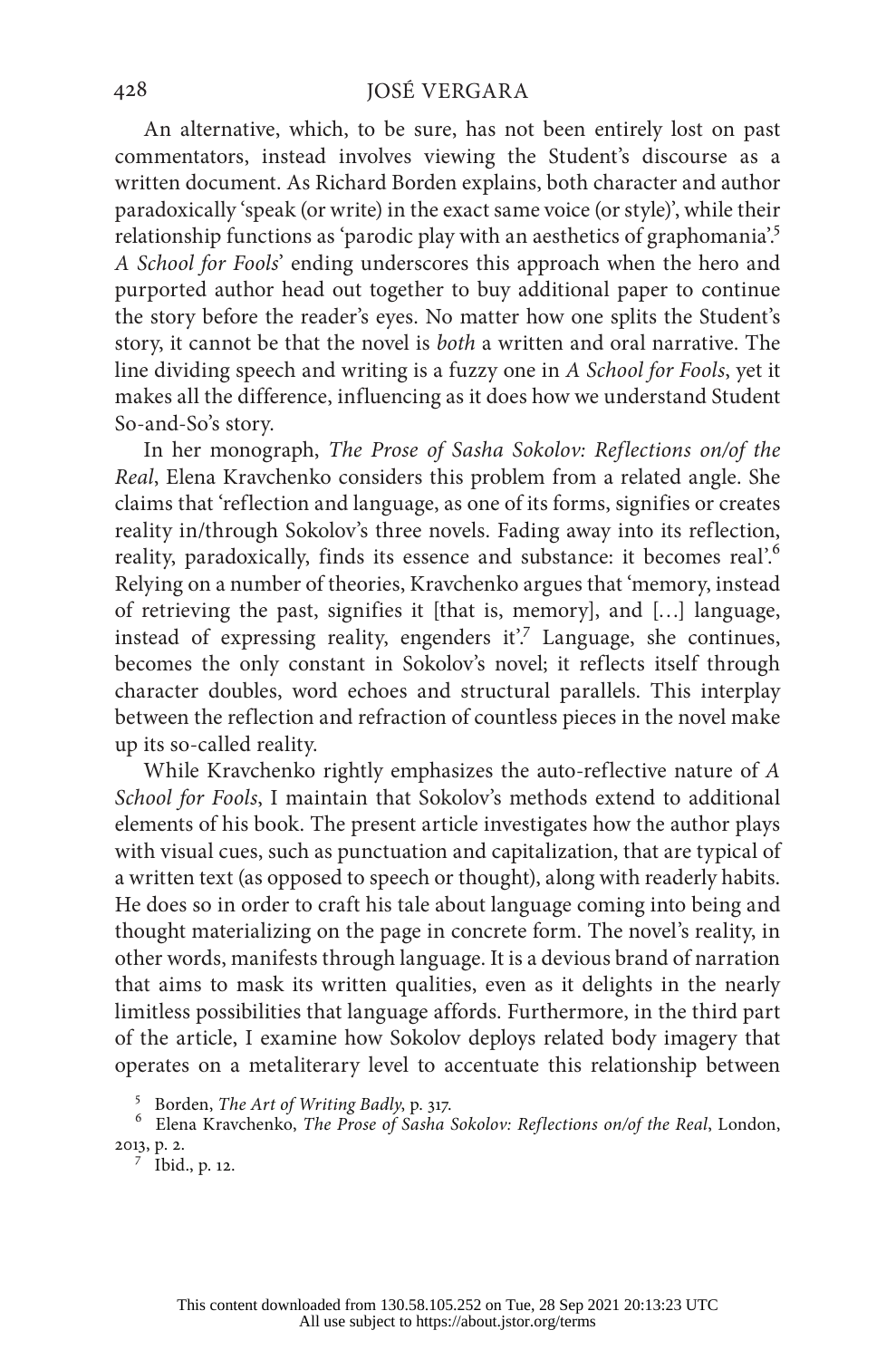An alternative, which, to be sure, has not been entirely lost on past commentators, instead involves viewing the Student's discourse as a written document. As Richard Borden explains, both character and author paradoxically 'speak (or write) in the exact same voice (or style)', while their relationship functions as 'parodic play with an aesthetics of graphomania'.[5] *A School for Fools*' ending underscores this approach when the hero and purported author head out together to buy additional paper to continue the story before the reader's eyes. No matter how one splits the Student's story, it cannot be that the novel is *both* a written and oral narrative. The line dividing speech and writing is a fuzzy one in *A School for Fools*, yet it makes all the difference, influencing as it does how we understand Student So-and-So's story.

In her monograph, *The Prose of Sasha Sokolov: Reflections on/of the Real*, Elena Kravchenko considers this problem from a related angle. She claims that 'reflection and language, as one of its forms, signifies or creates reality in/through Sokolov's three novels. Fading away into its reflection, reality, paradoxically, finds its essence and substance: it becomes real'.[6] Relying on a number of theories, Kravchenko argues that 'memory, instead of retrieving the past, signifies it [that is, memory], and [...] language, instead of expressing reality, engenders it'.[7] Language, she continues, becomes the only constant in Sokolov's novel; it reflects itself through character doubles, word echoes and structural parallels. This interplay between the reflection and refraction of countless pieces in the novel make up its so-called reality.

While Kravchenko rightly emphasizes the auto-reflective nature of *A School for Fools*, I maintain that Sokolov's methods extend to additional elements of his book. The present article investigates how the author plays with visual cues, such as punctuation and capitalization, that are typical of a written text (as opposed to speech or thought), along with readerly habits. He does so in order to craft his tale about language coming into being and thought materializing on the page in concrete form. The novel's reality, in other words, manifests through language. It is a devious brand of narration that aims to mask its written qualities, even as it delights in the nearly limitless possibilities that language affords. Furthermore, in the third part of the article, I examine how Sokolov deploys related body imagery that operates on a metaliterary level to accentuate this relationship between

[5] Borden, *The Art of Writing Badly*, p. 317.

[6] Elena Kravchenko, *The Prose of Sasha Sokolov: Reflections on/of the Real*, London, 2013, p. 2.

[7] Ibid., p. 12.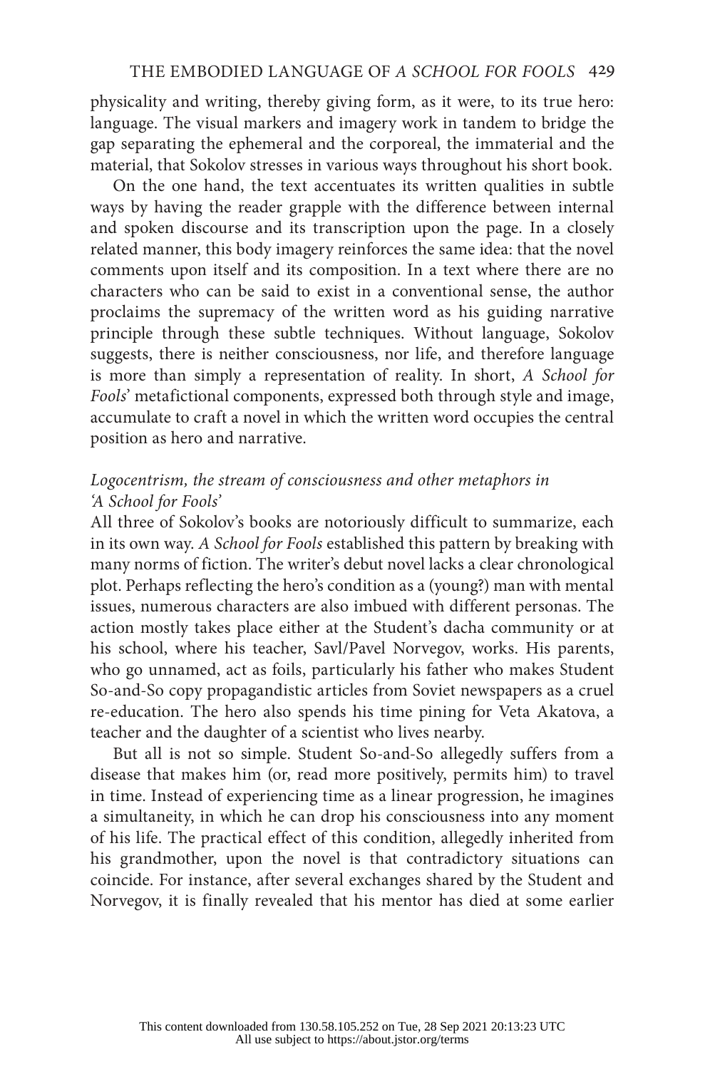physicality and writing, thereby giving form, as it were, to its true hero: language. The visual markers and imagery work in tandem to bridge the gap separating the ephemeral and the corporeal, the immaterial and the material, that Sokolov stresses in various ways throughout his short book.

On the one hand, the text accentuates its written qualities in subtle ways by having the reader grapple with the difference between internal and spoken discourse and its transcription upon the page. In a closely related manner, this body imagery reinforces the same idea: that the novel comments upon itself and its composition. In a text where there are no characters who can be said to exist in a conventional sense, the author proclaims the supremacy of the written word as his guiding narrative principle through these subtle techniques. Without language, Sokolov suggests, there is neither consciousness, nor life, and therefore language is more than simply a representation of reality. In short, *A School for Fools*' metafictional components, expressed both through style and image, accumulate to craft a novel in which the written word occupies the central position as hero and narrative.

### *Logocentrism, the stream of consciousness and other metaphors in 'A School for Fools'*

All three of Sokolov's books are notoriously difficult to summarize, each in its own way. *A School for Fools* established this pattern by breaking with many norms of fiction. The writer's debut novel lacks a clear chronological plot. Perhaps reflecting the hero's condition as a (young?) man with mental issues, numerous characters are also imbued with different personas. The action mostly takes place either at the Student's dacha community or at his school, where his teacher, Savl/Pavel Norvegov, works. His parents, who go unnamed, act as foils, particularly his father who makes Student So-and-So copy propagandistic articles from Soviet newspapers as a cruel re-education. The hero also spends his time pining for Veta Akatova, a teacher and the daughter of a scientist who lives nearby.

But all is not so simple. Student So-and-So allegedly suffers from a disease that makes him (or, read more positively, permits him) to travel in time. Instead of experiencing time as a linear progression, he imagines a simultaneity, in which he can drop his consciousness into any moment of his life. The practical effect of this condition, allegedly inherited from his grandmother, upon the novel is that contradictory situations can coincide. For instance, after several exchanges shared by the Student and Norvegov, it is finally revealed that his mentor has died at some earlier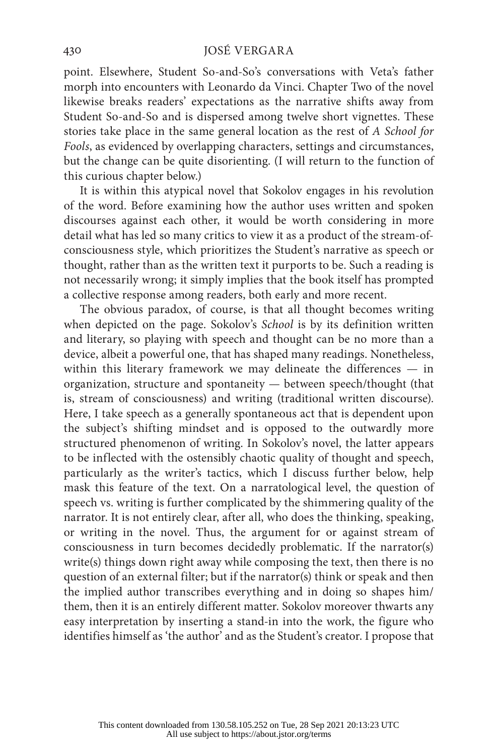point. Elsewhere, Student So-and-So's conversations with Veta's father morph into encounters with Leonardo da Vinci. Chapter Two of the novel likewise breaks readers' expectations as the narrative shifts away from Student So-and-So and is dispersed among twelve short vignettes. These stories take place in the same general location as the rest of *A School for Fools*, as evidenced by overlapping characters, settings and circumstances, but the change can be quite disorienting. (I will return to the function of this curious chapter below.)

It is within this atypical novel that Sokolov engages in his revolution of the word. Before examining how the author uses written and spoken discourses against each other, it would be worth considering in more detail what has led so many critics to view it as a product of the stream-of-consciousness style, which prioritizes the Student's narrative as speech or thought, rather than as the written text it purports to be. Such a reading is not necessarily wrong; it simply implies that the book itself has prompted a collective response among readers, both early and more recent.

The obvious paradox, of course, is that all thought becomes writing when depicted on the page. Sokolov's *School* is by its definition written and literary, so playing with speech and thought can be no more than a device, albeit a powerful one, that has shaped many readings. Nonetheless, within this literary framework we may delineate the differences — in organization, structure and spontaneity — between speech/thought (that is, stream of consciousness) and writing (traditional written discourse). Here, I take speech as a generally spontaneous act that is dependent upon the subject's shifting mindset and is opposed to the outwardly more structured phenomenon of writing. In Sokolov's novel, the latter appears to be inflected with the ostensibly chaotic quality of thought and speech, particularly as the writer's tactics, which I discuss further below, help mask this feature of the text. On a narratological level, the question of speech vs. writing is further complicated by the shimmering quality of the narrator. It is not entirely clear, after all, who does the thinking, speaking, or writing in the novel. Thus, the argument for or against stream of consciousness in turn becomes decidedly problematic. If the narrator(s) write(s) things down right away while composing the text, then there is no question of an external filter; but if the narrator(s) think or speak and then the implied author transcribes everything and in doing so shapes him/them, then it is an entirely different matter. Sokolov moreover thwarts any easy interpretation by inserting a stand-in into the work, the figure who identifies himself as 'the author' and as the Student's creator. I propose that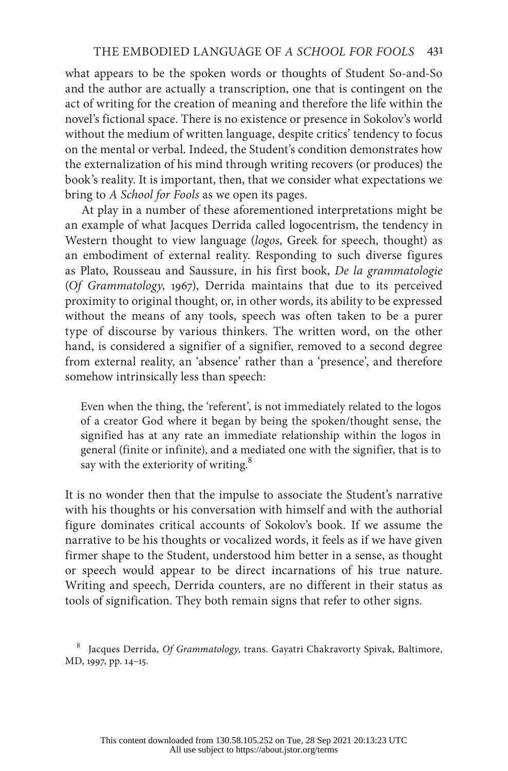what appears to be the spoken words or thoughts of Student So-and-So and the author are actually a transcription, one that is contingent on the act of writing for the creation of meaning and therefore the life within the novel's fictional space. There is no existence or presence in Sokolov's world without the medium of written language, despite critics' tendency to focus on the mental or verbal. Indeed, the Student's condition demonstrates how the externalization of his mind through writing recovers (or produces) the book's reality. It is important, then, that we consider what expectations we bring to *A School for Fools* as we open its pages.

At play in a number of these aforementioned interpretations might be an example of what Jacques Derrida called logocentrism, the tendency in Western thought to view language (*logos*, Greek for speech, thought) as an embodiment of external reality. Responding to such diverse figures as Plato, Rousseau and Saussure, in his first book, *De la grammatologie* (*Of Grammatology*, 1967), Derrida maintains that due to its perceived proximity to original thought, or, in other words, its ability to be expressed without the means of any tools, speech was often taken to be a purer type of discourse by various thinkers. The written word, on the other hand, is considered a signifier of a signifier, removed to a second degree from external reality, an 'absence' rather than a 'presence', and therefore somehow intrinsically less than speech:

> Even when the thing, the 'referent', is not immediately related to the logos of a creator God where it began by being the spoken/thought sense, the signified has at any rate an immediate relationship within the logos in general (finite or infinite), and a mediated one with the signifier, that is to say with the exteriority of writing.[8]

It is no wonder then that the impulse to associate the Student's narrative with his thoughts or his conversation with himself and with the authorial figure dominates critical accounts of Sokolov's book. If we assume the narrative to be his thoughts or vocalized words, it feels as if we have given firmer shape to the Student, understood him better in a sense, as thought or speech would appear to be direct incarnations of his true nature. Writing and speech, Derrida counters, are no different in their status as tools of signification. They both remain signs that refer to other signs.

[8] Jacques Derrida, *Of Grammatology*, trans. Gayatri Chakravorty Spivak, Baltimore, MD, 1997, pp. 14–15.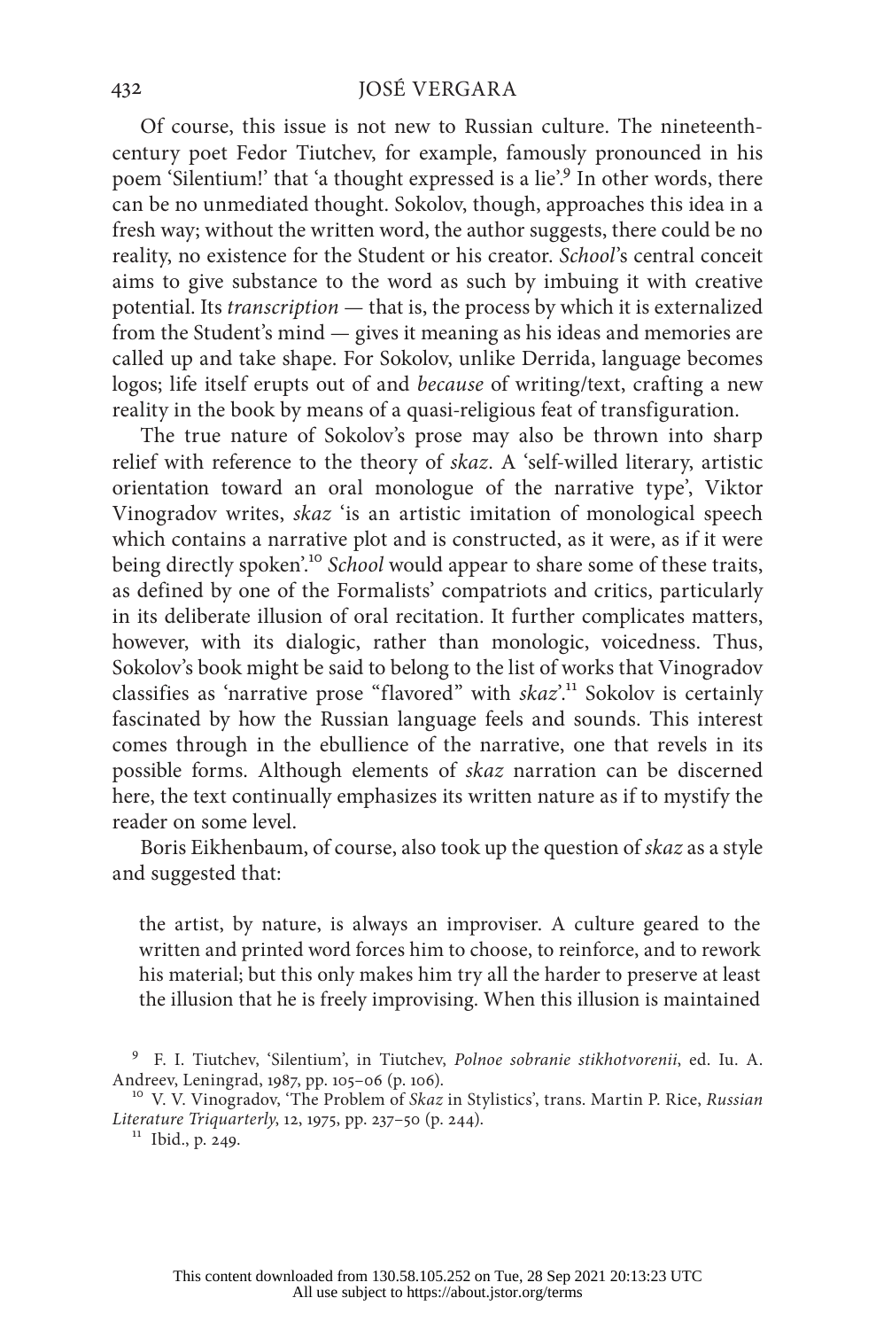Of course, this issue is not new to Russian culture. The nineteenth-century poet Fedor Tiutchev, for example, famously pronounced in his poem 'Silentium!' that 'a thought expressed is a lie'.[9] In other words, there can be no unmediated thought. Sokolov, though, approaches this idea in a fresh way; without the written word, the author suggests, there could be no reality, no existence for the Student or his creator. *School*'s central conceit aims to give substance to the word as such by imbuing it with creative potential. Its *transcription* — that is, the process by which it is externalized from the Student's mind — gives it meaning as his ideas and memories are called up and take shape. For Sokolov, unlike Derrida, language becomes logos; life itself erupts out of and *because* of writing/text, crafting a new reality in the book by means of a quasi-religious feat of transfiguration.

The true nature of Sokolov's prose may also be thrown into sharp relief with reference to the theory of *skaz*. A 'self-willed literary, artistic orientation toward an oral monologue of the narrative type', Viktor Vinogradov writes, *skaz* 'is an artistic imitation of monological speech which contains a narrative plot and is constructed, as it were, as if it were being directly spoken'.[10] *School* would appear to share some of these traits, as defined by one of the Formalists' compatriots and critics, particularly in its deliberate illusion of oral recitation. It further complicates matters, however, with its dialogic, rather than monologic, voicedness. Thus, Sokolov's book might be said to belong to the list of works that Vinogradov classifies as 'narrative prose "flavored" with *skaz*'.[11] Sokolov is certainly fascinated by how the Russian language feels and sounds. This interest comes through in the ebullience of the narrative, one that revels in its possible forms. Although elements of *skaz* narration can be discerned here, the text continually emphasizes its written nature as if to mystify the reader on some level.

Boris Eikhenbaum, of course, also took up the question of *skaz* as a style and suggested that:

> the artist, by nature, is always an improviser. A culture geared to the written and printed word forces him to choose, to reinforce, and to rework his material; but this only makes him try all the harder to preserve at least the illusion that he is freely improvising. When this illusion is maintained

[9] F. I. Tiutchev, 'Silentium', in Tiutchev, *Polnoe sobranie stikhotvorenii*, ed. Iu. A. Andreev, Leningrad, 1987, pp. 105–06 (p. 106).

[10] V. V. Vinogradov, 'The Problem of *Skaz* in Stylistics', trans. Martin P. Rice, *Russian Literature Triquarterly*, 12, 1975, pp. 237–50 (p. 244).

[11] Ibid., p. 249.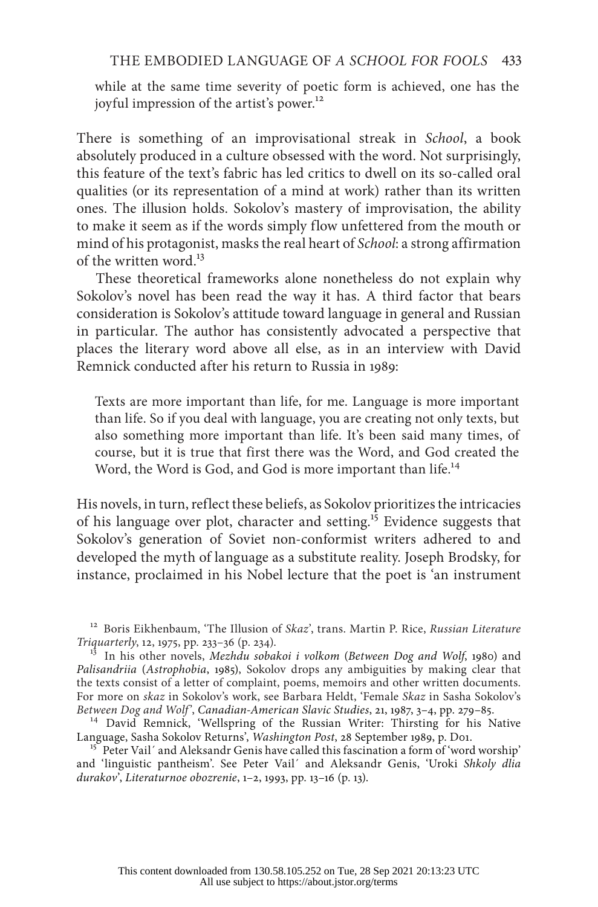while at the same time severity of poetic form is achieved, one has the joyful impression of the artist's power.[12]

There is something of an improvisational streak in *School*, a book absolutely produced in a culture obsessed with the word. Not surprisingly, this feature of the text's fabric has led critics to dwell on its so-called oral qualities (or its representation of a mind at work) rather than its written ones. The illusion holds. Sokolov's mastery of improvisation, the ability to make it seem as if the words simply flow unfettered from the mouth or mind of his protagonist, masks the real heart of *School*: a strong affirmation of the written word.[13]

These theoretical frameworks alone nonetheless do not explain why Sokolov's novel has been read the way it has. A third factor that bears consideration is Sokolov's attitude toward language in general and Russian in particular. The author has consistently advocated a perspective that places the literary word above all else, as in an interview with David Remnick conducted after his return to Russia in 1989:

> Texts are more important than life, for me. Language is more important than life. So if you deal with language, you are creating not only texts, but also something more important than life. It's been said many times, of course, but it is true that first there was the Word, and God created the Word, the Word is God, and God is more important than life.[14]

His novels, in turn, reflect these beliefs, as Sokolov prioritizes the intricacies of his language over plot, character and setting.[15] Evidence suggests that Sokolov's generation of Soviet non-conformist writers adhered to and developed the myth of language as a substitute reality. Joseph Brodsky, for instance, proclaimed in his Nobel lecture that the poet is 'an instrument

---

[12] Boris Eikhenbaum, 'The Illusion of *Skaz*', trans. Martin P. Rice, *Russian Literature Triquarterly*, 12, 1975, pp. 233–36 (p. 234).

[13] In his other novels, *Mezhdu sobakoi i volkom* (*Between Dog and Wolf*, 1980) and *Palisandriia* (*Astrophobia*, 1985), Sokolov drops any ambiguities by making clear that the texts consist of a letter of complaint, poems, memoirs and other written documents. For more on *skaz* in Sokolov's work, see Barbara Heldt, 'Female *Skaz* in Sasha Sokolov's *Between Dog and Wolf*', *Canadian-American Slavic Studies*, 21, 1987, 3–4, pp. 279–85.

[14] David Remnick, 'Wellspring of the Russian Writer: Thirsting for his Native Language, Sasha Sokolov Returns', *Washington Post*, 28 September 1989, p. D01.

[15] Peter Vail′ and Aleksandr Genis have called this fascination a form of 'word worship' and 'linguistic pantheism'. See Peter Vail′ and Aleksandr Genis, 'Uroki *Shkoly dlia durakov*', *Literaturnoe obozrenie*, 1–2, 1993, pp. 13–16 (p. 13).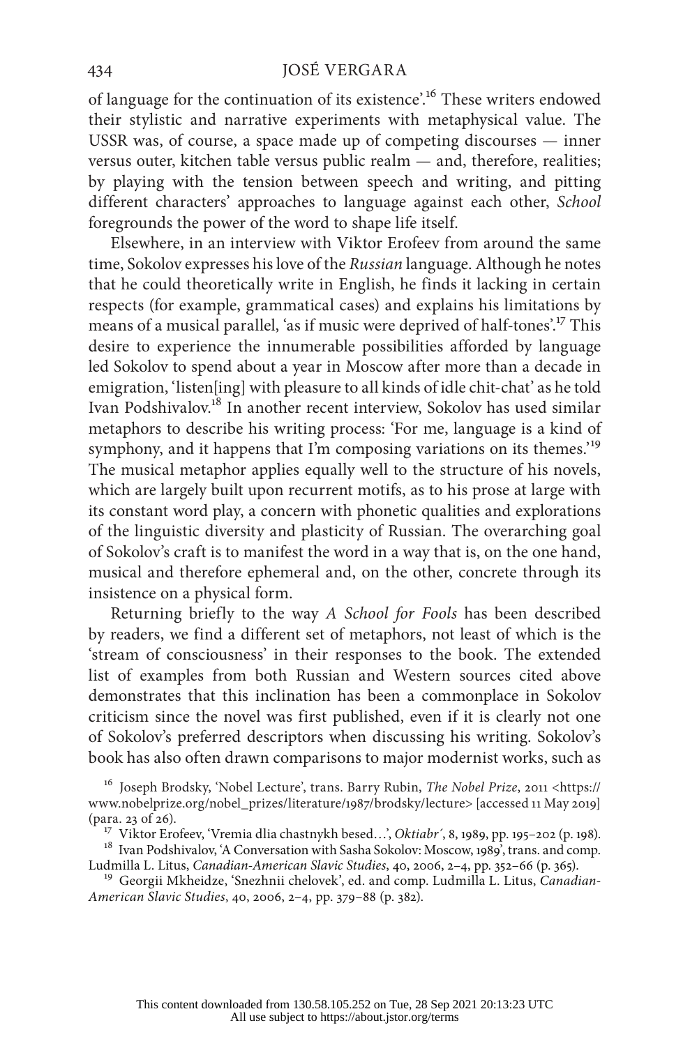of language for the continuation of its existence'.[16] These writers endowed their stylistic and narrative experiments with metaphysical value. The USSR was, of course, a space made up of competing discourses — inner versus outer, kitchen table versus public realm — and, therefore, realities; by playing with the tension between speech and writing, and pitting different characters' approaches to language against each other, *School* foregrounds the power of the word to shape life itself.

Elsewhere, in an interview with Viktor Erofeev from around the same time, Sokolov expresses his love of the *Russian* language. Although he notes that he could theoretically write in English, he finds it lacking in certain respects (for example, grammatical cases) and explains his limitations by means of a musical parallel, 'as if music were deprived of half-tones'.[17] This desire to experience the innumerable possibilities afforded by language led Sokolov to spend about a year in Moscow after more than a decade in emigration, 'listen[ing] with pleasure to all kinds of idle chit-chat' as he told Ivan Podshivalov.[18] In another recent interview, Sokolov has used similar metaphors to describe his writing process: 'For me, language is a kind of symphony, and it happens that I'm composing variations on its themes.'[19] The musical metaphor applies equally well to the structure of his novels, which are largely built upon recurrent motifs, as to his prose at large with its constant word play, a concern with phonetic qualities and explorations of the linguistic diversity and plasticity of Russian. The overarching goal of Sokolov's craft is to manifest the word in a way that is, on the one hand, musical and therefore ephemeral and, on the other, concrete through its insistence on a physical form.

Returning briefly to the way *A School for Fools* has been described by readers, we find a different set of metaphors, not least of which is the 'stream of consciousness' in their responses to the book. The extended list of examples from both Russian and Western sources cited above demonstrates that this inclination has been a commonplace in Sokolov criticism since the novel was first published, even if it is clearly not one of Sokolov's preferred descriptors when discussing his writing. Sokolov's book has also often drawn comparisons to major modernist works, such as

---

[16] Joseph Brodsky, 'Nobel Lecture', trans. Barry Rubin, *The Nobel Prize*, 2011 <https://www.nobelprize.org/nobel_prizes/literature/1987/brodsky/lecture> [accessed 11 May 2019] (para. 23 of 26).

[17] Viktor Erofeev, 'Vremia dlia chastnykh besed…', *Oktiabr´*, 8, 1989, pp. 195–202 (p. 198).

[18] Ivan Podshivalov, 'A Conversation with Sasha Sokolov: Moscow, 1989', trans. and comp. Ludmilla L. Litus, *Canadian-American Slavic Studies*, 40, 2006, 2–4, pp. 352–66 (p. 365).

[19] Georgii Mkheidze, 'Snezhnii chelovek', ed. and comp. Ludmilla L. Litus, *Canadian-American Slavic Studies*, 40, 2006, 2–4, pp. 379–88 (p. 382).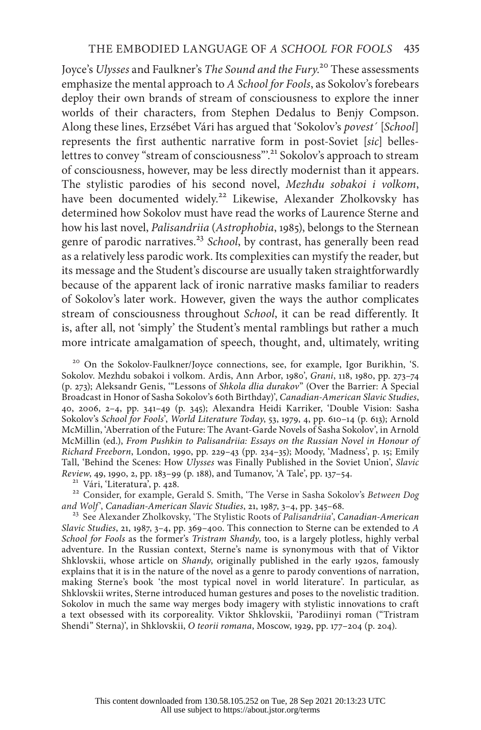Joyce's *Ulysses* and Faulkner's *The Sound and the Fury*.[20] These assessments emphasize the mental approach to *A School for Fools*, as Sokolov's forebears deploy their own brands of stream of consciousness to explore the inner worlds of their characters, from Stephen Dedalus to Benjy Compson. Along these lines, Erzsébet Vári has argued that 'Sokolov's *povest´* [*School*] represents the first authentic narrative form in post-Soviet [*sic*] belles-lettres to convey "stream of consciousness"'.[21] Sokolov's approach to stream of consciousness, however, may be less directly modernist than it appears. The stylistic parodies of his second novel, *Mezhdu sobakoi i volkom*, have been documented widely.[22] Likewise, Alexander Zholkovsky has determined how Sokolov must have read the works of Laurence Sterne and how his last novel, *Palisandriia* (*Astrophobia*, 1985), belongs to the Sternean genre of parodic narratives.[23] *School*, by contrast, has generally been read as a relatively less parodic work. Its complexities can mystify the reader, but its message and the Student's discourse are usually taken straightforwardly because of the apparent lack of ironic narrative masks familiar to readers of Sokolov's later work. However, given the ways the author complicates stream of consciousness throughout *School*, it can be read differently. It is, after all, not 'simply' the Student's mental ramblings but rather a much more intricate amalgamation of speech, thought, and, ultimately, writing

[20] On the Sokolov-Faulkner/Joyce connections, see, for example, Igor Burikhin, 'S. Sokolov. Mezhdu sobakoi i volkom. Ardis, Ann Arbor, 1980', *Grani*, 118, 1980, pp. 273–74 (p. 273); Aleksandr Genis, '"Lessons of *Shkola dlia durakov*" (Over the Barrier: A Special Broadcast in Honor of Sasha Sokolov's 60th Birthday)', *Canadian-American Slavic Studies*, 40, 2006, 2–4, pp. 341–49 (p. 345); Alexandra Heidi Karriker, 'Double Vision: Sasha Sokolov's *School for Fools*', *World Literature Today*, 53, 1979, 4, pp. 610–14 (p. 613); Arnold McMillin, 'Aberration of the Future: The Avant-Garde Novels of Sasha Sokolov', in Arnold McMillin (ed.), *From Pushkin to Palisandriia: Essays on the Russian Novel in Honour of Richard Freeborn*, London, 1990, pp. 229–43 (pp. 234–35); Moody, 'Madness', p. 15; Emily Tall, 'Behind the Scenes: How *Ulysses* was Finally Published in the Soviet Union', *Slavic Review*, 49, 1990, 2, pp. 183–99 (p. 188), and Tumanov, 'A Tale', pp. 137–54.

[21] Vári, 'Literatura', p. 428.

[22] Consider, for example, Gerald S. Smith, 'The Verse in Sasha Sokolov's *Between Dog and Wolf*', *Canadian-American Slavic Studies*, 21, 1987, 3–4, pp. 345–68.

[23] See Alexander Zholkovsky, 'The Stylistic Roots of *Palisandriia*', *Canadian-American Slavic Studies*, 21, 1987, 3–4, pp. 369–400. This connection to Sterne can be extended to *A School for Fools* as the former's *Tristram Shandy*, too, is a largely plotless, highly verbal adventure. In the Russian context, Sterne's name is synonymous with that of Viktor Shklovskii, whose article on *Shandy*, originally published in the early 1920s, famously explains that it is in the nature of the novel as a genre to parody conventions of narration, making Sterne's book 'the most typical novel in world literature'. In particular, as Shklovskii writes, Sterne introduced human gestures and poses to the novelistic tradition. Sokolov in much the same way merges body imagery with stylistic innovations to craft a text obsessed with its corporeality. Viktor Shklovskii, 'Parodiinyi roman ("Tristram Shendi" Sterna)', in Shklovskii, *O teorii romana*, Moscow, 1929, pp. 177–204 (p. 204).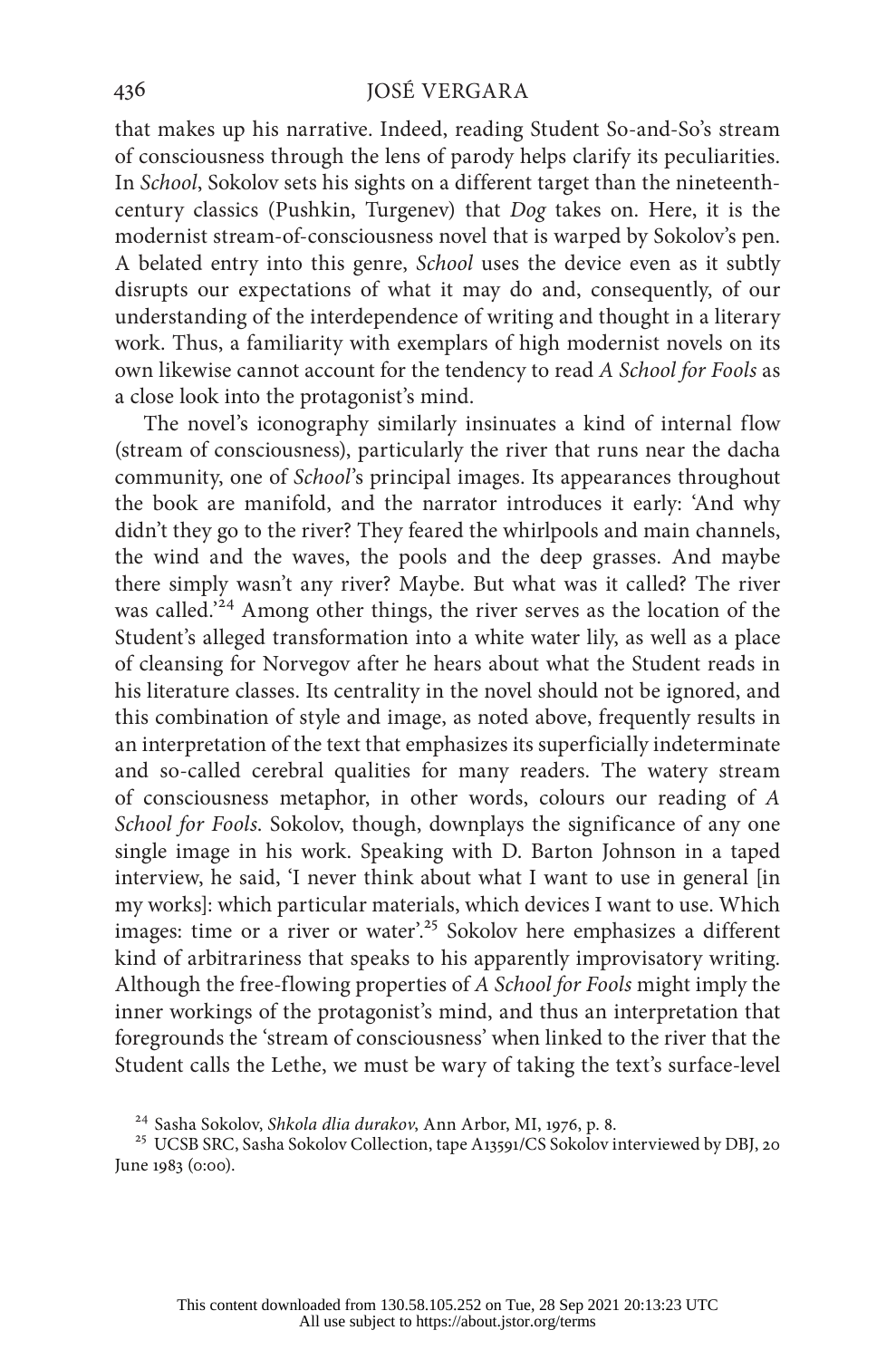that makes up his narrative. Indeed, reading Student So-and-So's stream of consciousness through the lens of parody helps clarify its peculiarities. In *School*, Sokolov sets his sights on a different target than the nineteenth-century classics (Pushkin, Turgenev) that *Dog* takes on. Here, it is the modernist stream-of-consciousness novel that is warped by Sokolov's pen. A belated entry into this genre, *School* uses the device even as it subtly disrupts our expectations of what it may do and, consequently, of our understanding of the interdependence of writing and thought in a literary work. Thus, a familiarity with exemplars of high modernist novels on its own likewise cannot account for the tendency to read *A School for Fools* as a close look into the protagonist's mind.

The novel's iconography similarly insinuates a kind of internal flow (stream of consciousness), particularly the river that runs near the dacha community, one of *School*'s principal images. Its appearances throughout the book are manifold, and the narrator introduces it early: 'And why didn't they go to the river? They feared the whirlpools and main channels, the wind and the waves, the pools and the deep grasses. And maybe there simply wasn't any river? Maybe. But what was it called? The river was called.'[24] Among other things, the river serves as the location of the Student's alleged transformation into a white water lily, as well as a place of cleansing for Norvegov after he hears about what the Student reads in his literature classes. Its centrality in the novel should not be ignored, and this combination of style and image, as noted above, frequently results in an interpretation of the text that emphasizes its superficially indeterminate and so-called cerebral qualities for many readers. The watery stream of consciousness metaphor, in other words, colours our reading of *A School for Fools*. Sokolov, though, downplays the significance of any one single image in his work. Speaking with D. Barton Johnson in a taped interview, he said, 'I never think about what I want to use in general [in my works]: which particular materials, which devices I want to use. Which images: time or a river or water'.[25] Sokolov here emphasizes a different kind of arbitrariness that speaks to his apparently improvisatory writing. Although the free-flowing properties of *A School for Fools* might imply the inner workings of the protagonist's mind, and thus an interpretation that foregrounds the 'stream of consciousness' when linked to the river that the Student calls the Lethe, we must be wary of taking the text's surface-level

[24] Sasha Sokolov, *Shkola dlia durakov*, Ann Arbor, MI, 1976, p. 8.

[25] UCSB SRC, Sasha Sokolov Collection, tape A13591/CS Sokolov interviewed by DBJ, 20 June 1983 (0:00).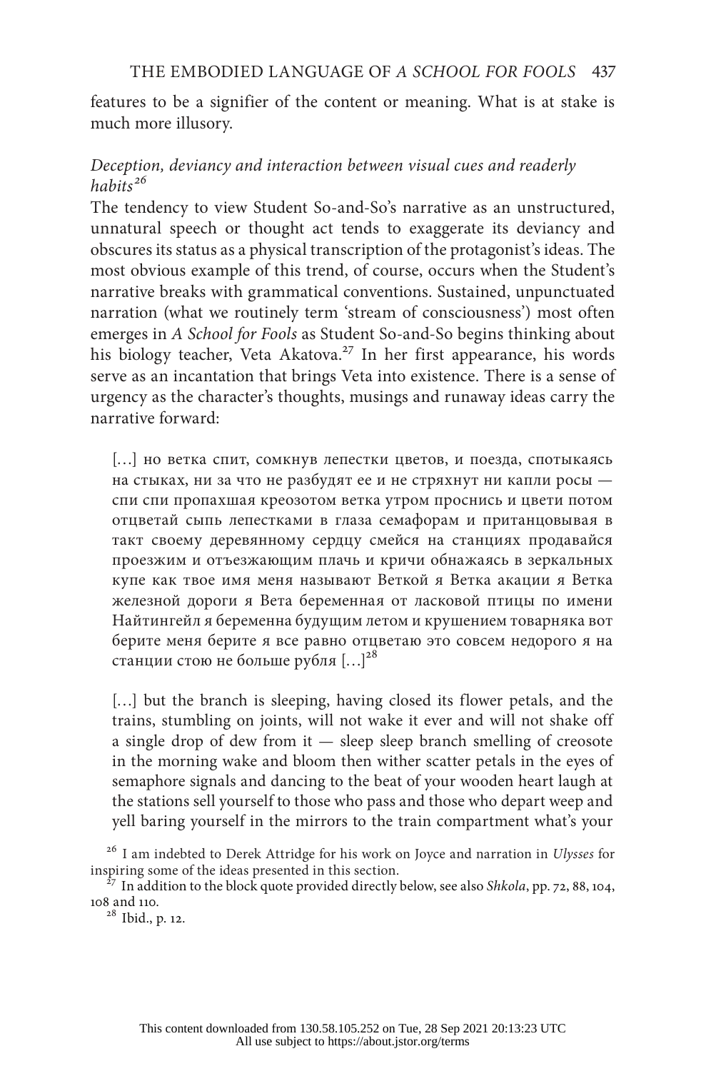features to be a signifier of the content or meaning. What is at stake is much more illusory.

### *Deception, deviancy and interaction between visual cues and readerly habits*[26]

The tendency to view Student So-and-So's narrative as an unstructured, unnatural speech or thought act tends to exaggerate its deviancy and obscures its status as a physical transcription of the protagonist's ideas. The most obvious example of this trend, of course, occurs when the Student's narrative breaks with grammatical conventions. Sustained, unpunctuated narration (what we routinely term 'stream of consciousness') most often emerges in *A School for Fools* as Student So-and-So begins thinking about his biology teacher, Veta Akatova.[27] In her first appearance, his words serve as an incantation that brings Veta into existence. There is a sense of urgency as the character's thoughts, musings and runaway ideas carry the narrative forward:

> […] но ветка спит, сомкнув лепестки цветов, и поезда, спотыкаясь на стыках, ни за что не разбудят ее и не стряхнут ни капли росы — спи спи пропахшая креозотом ветка утром проснись и цвети потом отцветай сыпь лепестками в глаза семафорам и пританцовывая в такт своему деревянному сердцу смейся на станциях продавайся проезжим и отъезжающим плачь и кричи обнажаясь в зеркальных купе как твое имя меня называют Веткой я Ветка акации я Ветка железной дороги я Вета беременная от ласковой птицы по имени Найтингейл я беременна будущим летом и крушением товарняка вот берите меня берите я все равно отцветаю это совсем недорого я на станции стою не больше рубля […][28]

> […] but the branch is sleeping, having closed its flower petals, and the trains, stumbling on joints, will not wake it ever and will not shake off a single drop of dew from it — sleep sleep branch smelling of creosote in the morning wake and bloom then wither scatter petals in the eyes of semaphore signals and dancing to the beat of your wooden heart laugh at the stations sell yourself to those who pass and those who depart weep and yell baring yourself in the mirrors to the train compartment what's your

[26] I am indebted to Derek Attridge for his work on Joyce and narration in *Ulysses* for inspiring some of the ideas presented in this section.

[27] In addition to the block quote provided directly below, see also *Shkola*, pp. 72, 88, 104, 108 and 110.

[28] Ibid., p. 12.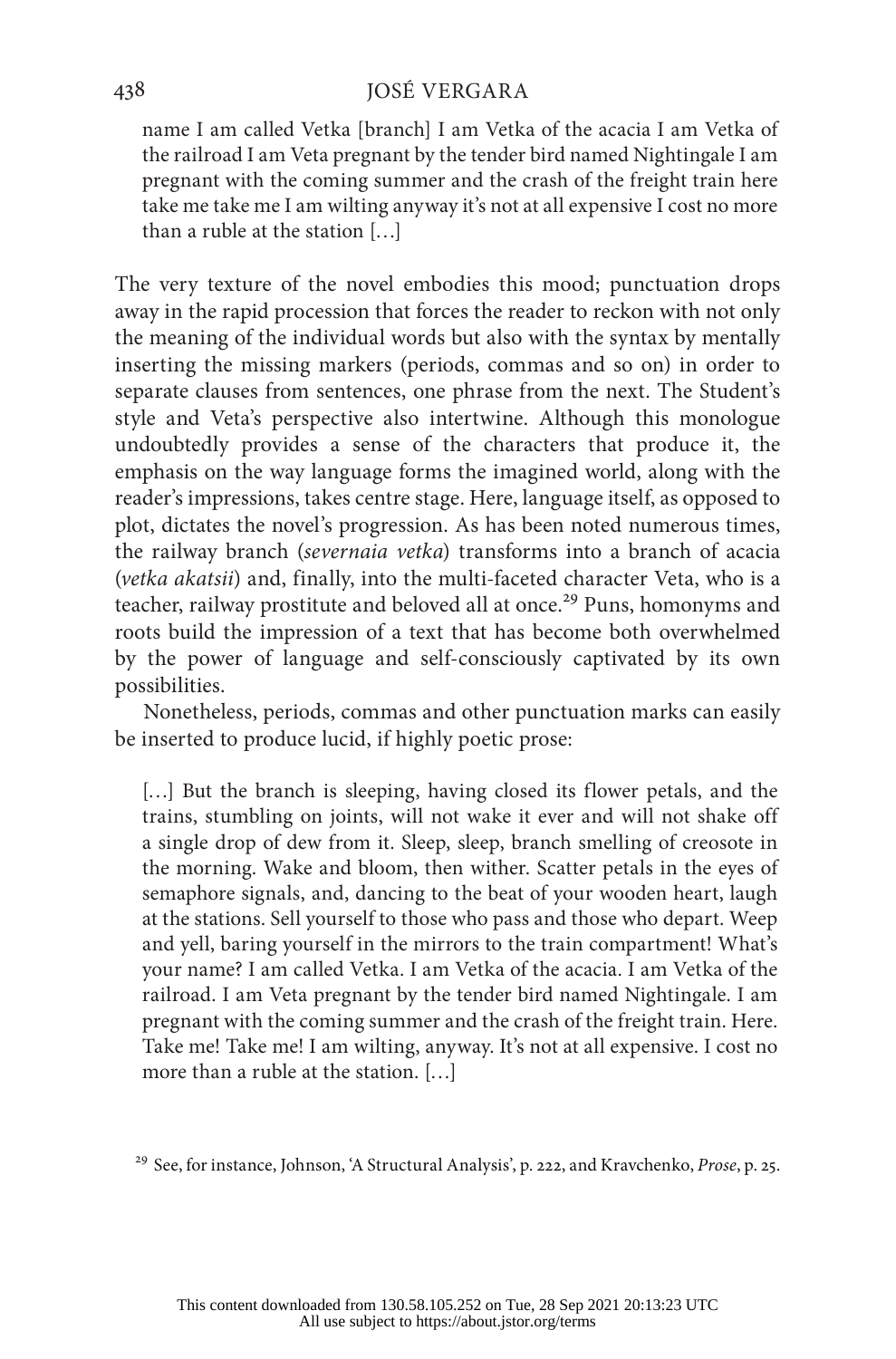> name I am called Vetka [branch] I am Vetka of the acacia I am Vetka of the railroad I am Veta pregnant by the tender bird named Nightingale I am pregnant with the coming summer and the crash of the freight train here take me take me I am wilting anyway it's not at all expensive I cost no more than a ruble at the station […]

The very texture of the novel embodies this mood; punctuation drops away in the rapid procession that forces the reader to reckon with not only the meaning of the individual words but also with the syntax by mentally inserting the missing markers (periods, commas and so on) in order to separate clauses from sentences, one phrase from the next. The Student's style and Veta's perspective also intertwine. Although this monologue undoubtedly provides a sense of the characters that produce it, the emphasis on the way language forms the imagined world, along with the reader's impressions, takes centre stage. Here, language itself, as opposed to plot, dictates the novel's progression. As has been noted numerous times, the railway branch (*severnaia vetka*) transforms into a branch of acacia (*vetka akatsii*) and, finally, into the multi-faceted character Veta, who is a teacher, railway prostitute and beloved all at once.[29] Puns, homonyms and roots build the impression of a text that has become both overwhelmed by the power of language and self-consciously captivated by its own possibilities.

Nonetheless, periods, commas and other punctuation marks can easily be inserted to produce lucid, if highly poetic prose:

> […] But the branch is sleeping, having closed its flower petals, and the trains, stumbling on joints, will not wake it ever and will not shake off a single drop of dew from it. Sleep, sleep, branch smelling of creosote in the morning. Wake and bloom, then wither. Scatter petals in the eyes of semaphore signals, and, dancing to the beat of your wooden heart, laugh at the stations. Sell yourself to those who pass and those who depart. Weep and yell, baring yourself in the mirrors to the train compartment! What's your name? I am called Vetka. I am Vetka of the acacia. I am Vetka of the railroad. I am Veta pregnant by the tender bird named Nightingale. I am pregnant with the coming summer and the crash of the freight train. Here. Take me! Take me! I am wilting, anyway. It's not at all expensive. I cost no more than a ruble at the station. […]

[29] See, for instance, Johnson, 'A Structural Analysis', p. 222, and Kravchenko, *Prose*, p. 25.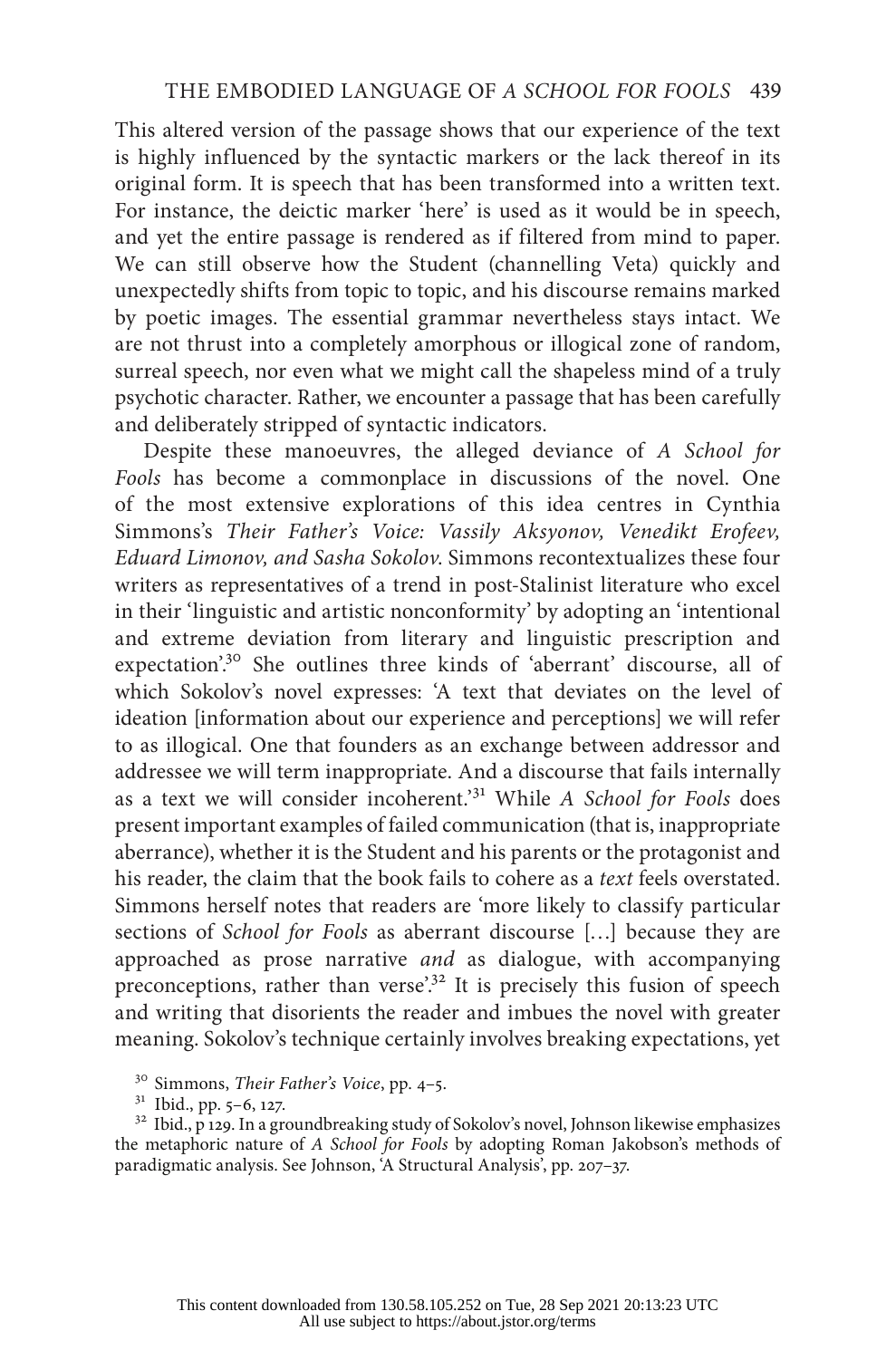This altered version of the passage shows that our experience of the text is highly influenced by the syntactic markers or the lack thereof in its original form. It is speech that has been transformed into a written text. For instance, the deictic marker 'here' is used as it would be in speech, and yet the entire passage is rendered as if filtered from mind to paper. We can still observe how the Student (channelling Veta) quickly and unexpectedly shifts from topic to topic, and his discourse remains marked by poetic images. The essential grammar nevertheless stays intact. We are not thrust into a completely amorphous or illogical zone of random, surreal speech, nor even what we might call the shapeless mind of a truly psychotic character. Rather, we encounter a passage that has been carefully and deliberately stripped of syntactic indicators.

Despite these manoeuvres, the alleged deviance of *A School for Fools* has become a commonplace in discussions of the novel. One of the most extensive explorations of this idea centres in Cynthia Simmons's *Their Father's Voice: Vassily Aksyonov, Venedikt Erofeev, Eduard Limonov, and Sasha Sokolov*. Simmons recontextualizes these four writers as representatives of a trend in post-Stalinist literature who excel in their 'linguistic and artistic nonconformity' by adopting an 'intentional and extreme deviation from literary and linguistic prescription and expectation'.[30] She outlines three kinds of 'aberrant' discourse, all of which Sokolov's novel expresses: 'A text that deviates on the level of ideation [information about our experience and perceptions] we will refer to as illogical. One that founders as an exchange between addressor and addressee we will term inappropriate. And a discourse that fails internally as a text we will consider incoherent.'[31] While *A School for Fools* does present important examples of failed communication (that is, inappropriate aberrance), whether it is the Student and his parents or the protagonist and his reader, the claim that the book fails to cohere as a *text* feels overstated. Simmons herself notes that readers are 'more likely to classify particular sections of *School for Fools* as aberrant discourse […] because they are approached as prose narrative *and* as dialogue, with accompanying preconceptions, rather than verse'.[32] It is precisely this fusion of speech and writing that disorients the reader and imbues the novel with greater meaning. Sokolov's technique certainly involves breaking expectations, yet

[30] Simmons, *Their Father's Voice*, pp. 4–5.

[31] Ibid., pp. 5–6, 127.

[32] Ibid., p 129. In a groundbreaking study of Sokolov's novel, Johnson likewise emphasizes the metaphoric nature of *A School for Fools* by adopting Roman Jakobson's methods of paradigmatic analysis. See Johnson, 'A Structural Analysis', pp. 207–37.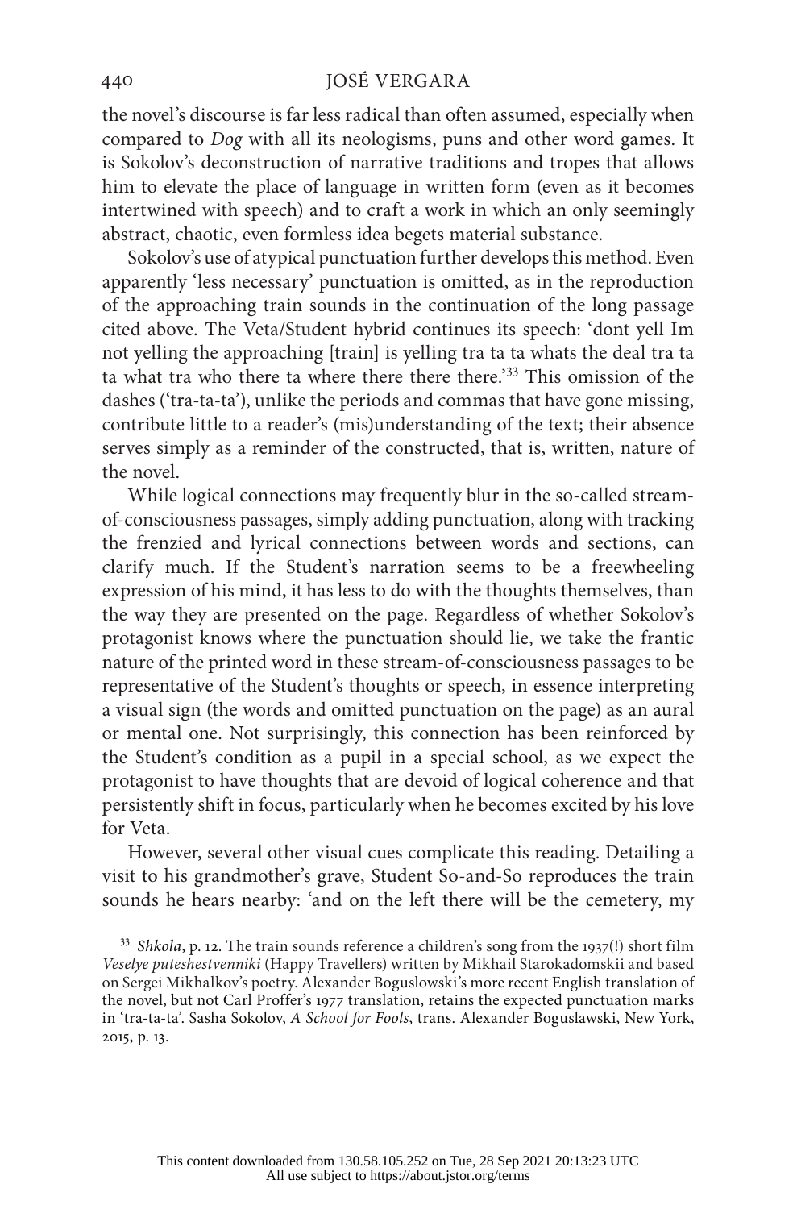the novel's discourse is far less radical than often assumed, especially when compared to *Dog* with all its neologisms, puns and other word games. It is Sokolov's deconstruction of narrative traditions and tropes that allows him to elevate the place of language in written form (even as it becomes intertwined with speech) and to craft a work in which an only seemingly abstract, chaotic, even formless idea begets material substance.

Sokolov's use of atypical punctuation further develops this method. Even apparently 'less necessary' punctuation is omitted, as in the reproduction of the approaching train sounds in the continuation of the long passage cited above. The Veta/Student hybrid continues its speech: 'dont yell Im not yelling the approaching [train] is yelling tra ta ta whats the deal tra ta ta what tra who there ta where there there there.'[33] This omission of the dashes ('tra-ta-ta'), unlike the periods and commas that have gone missing, contribute little to a reader's (mis)understanding of the text; their absence serves simply as a reminder of the constructed, that is, written, nature of the novel.

While logical connections may frequently blur in the so-called stream-of-consciousness passages, simply adding punctuation, along with tracking the frenzied and lyrical connections between words and sections, can clarify much. If the Student's narration seems to be a freewheeling expression of his mind, it has less to do with the thoughts themselves, than the way they are presented on the page. Regardless of whether Sokolov's protagonist knows where the punctuation should lie, we take the frantic nature of the printed word in these stream-of-consciousness passages to be representative of the Student's thoughts or speech, in essence interpreting a visual sign (the words and omitted punctuation on the page) as an aural or mental one. Not surprisingly, this connection has been reinforced by the Student's condition as a pupil in a special school, as we expect the protagonist to have thoughts that are devoid of logical coherence and that persistently shift in focus, particularly when he becomes excited by his love for Veta.

However, several other visual cues complicate this reading. Detailing a visit to his grandmother's grave, Student So-and-So reproduces the train sounds he hears nearby: 'and on the left there will be the cemetery, my

[33] *Shkola*, p. 12. The train sounds reference a children's song from the 1937(!) short film *Veselye puteshestvenniki* (Happy Travellers) written by Mikhail Starokadomskii and based on Sergei Mikhalkov's poetry. Alexander Boguslowski's more recent English translation of the novel, but not Carl Proffer's 1977 translation, retains the expected punctuation marks in 'tra-ta-ta'. Sasha Sokolov, *A School for Fools*, trans. Alexander Boguslawski, New York, 2015, p. 13.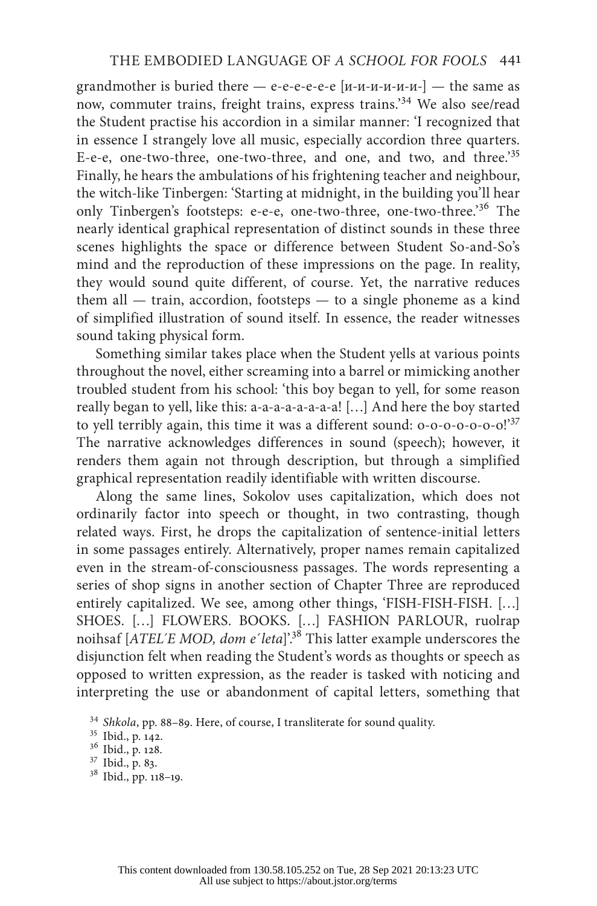grandmother is buried there — e-e-e-e-e-e [и-и-и-и-и-] — the same as now, commuter trains, freight trains, express trains.'[34] We also see/read the Student practise his accordion in a similar manner: 'I recognized that in essence I strangely love all music, especially accordion three quarters. E-e-e, one-two-three, one-two-three, and one, and two, and three.'[35] Finally, he hears the ambulations of his frightening teacher and neighbour, the witch-like Tinbergen: 'Starting at midnight, in the building you'll hear only Tinbergen's footsteps: e-e-e, one-two-three, one-two-three.'[36] The nearly identical graphical representation of distinct sounds in these three scenes highlights the space or difference between Student So-and-So's mind and the reproduction of these impressions on the page. In reality, they would sound quite different, of course. Yet, the narrative reduces them all — train, accordion, footsteps — to a single phoneme as a kind of simplified illustration of sound itself. In essence, the reader witnesses sound taking physical form.

Something similar takes place when the Student yells at various points throughout the novel, either screaming into a barrel or mimicking another troubled student from his school: 'this boy began to yell, for some reason really began to yell, like this: a-a-a-a-a-a-a-a! […] And here the boy started to yell terribly again, this time it was a different sound: o-o-o-o-o-o-o!'[37] The narrative acknowledges differences in sound (speech); however, it renders them again not through description, but through a simplified graphical representation readily identifiable with written discourse.

Along the same lines, Sokolov uses capitalization, which does not ordinarily factor into speech or thought, in two contrasting, though related ways. First, he drops the capitalization of sentence-initial letters in some passages entirely. Alternatively, proper names remain capitalized even in the stream-of-consciousness passages. The words representing a series of shop signs in another section of Chapter Three are reproduced entirely capitalized. We see, among other things, 'FISH-FISH-FISH. […] SHOES. […] FLOWERS. BOOKS. […] FASHION PARLOUR, ruolrap noihsaf [*ATEL´E MOD, dom e´leta*]'.[38] This latter example underscores the disjunction felt when reading the Student's words as thoughts or speech as opposed to written expression, as the reader is tasked with noticing and interpreting the use or abandonment of capital letters, something that

[34] *Shkola*, pp. 88–89. Here, of course, I transliterate for sound quality.

[35] Ibid., p. 142.

[36] Ibid., p. 128.

[37] Ibid., p. 83.

[38] Ibid., pp. 118–19.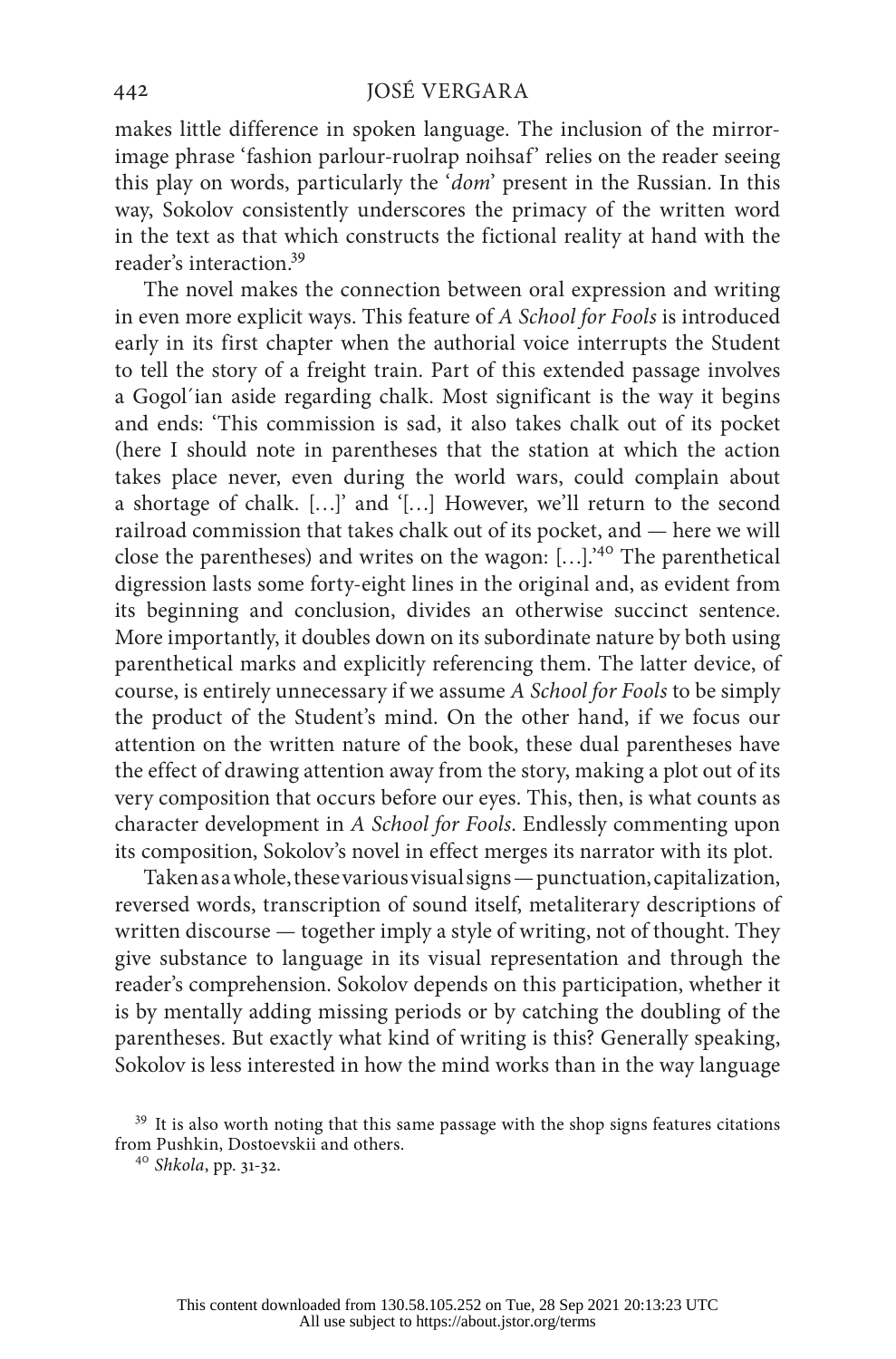makes little difference in spoken language. The inclusion of the mirror-image phrase 'fashion parlour-ruolrap noihsaf' relies on the reader seeing this play on words, particularly the '*dom*' present in the Russian. In this way, Sokolov consistently underscores the primacy of the written word in the text as that which constructs the fictional reality at hand with the reader's interaction.[39]

The novel makes the connection between oral expression and writing in even more explicit ways. This feature of *A School for Fools* is introduced early in its first chapter when the authorial voice interrupts the Student to tell the story of a freight train. Part of this extended passage involves a Gogol´ian aside regarding chalk. Most significant is the way it begins and ends: 'This commission is sad, it also takes chalk out of its pocket (here I should note in parentheses that the station at which the action takes place never, even during the world wars, could complain about a shortage of chalk. [...]' and '[...] However, we'll return to the second railroad commission that takes chalk out of its pocket, and — here we will close the parentheses) and writes on the wagon: [...].'[40] The parenthetical digression lasts some forty-eight lines in the original and, as evident from its beginning and conclusion, divides an otherwise succinct sentence. More importantly, it doubles down on its subordinate nature by both using parenthetical marks and explicitly referencing them. The latter device, of course, is entirely unnecessary if we assume *A School for Fools* to be simply the product of the Student's mind. On the other hand, if we focus our attention on the written nature of the book, these dual parentheses have the effect of drawing attention away from the story, making a plot out of its very composition that occurs before our eyes. This, then, is what counts as character development in *A School for Fools*. Endlessly commenting upon its composition, Sokolov's novel in effect merges its narrator with its plot.

Taken as a whole, these various visual signs — punctuation, capitalization, reversed words, transcription of sound itself, metaliterary descriptions of written discourse — together imply a style of writing, not of thought. They give substance to language in its visual representation and through the reader's comprehension. Sokolov depends on this participation, whether it is by mentally adding missing periods or by catching the doubling of the parentheses. But exactly what kind of writing is this? Generally speaking, Sokolov is less interested in how the mind works than in the way language

[39] It is also worth noting that this same passage with the shop signs features citations from Pushkin, Dostoevskii and others.

[40] *Shkola*, pp. 31-32.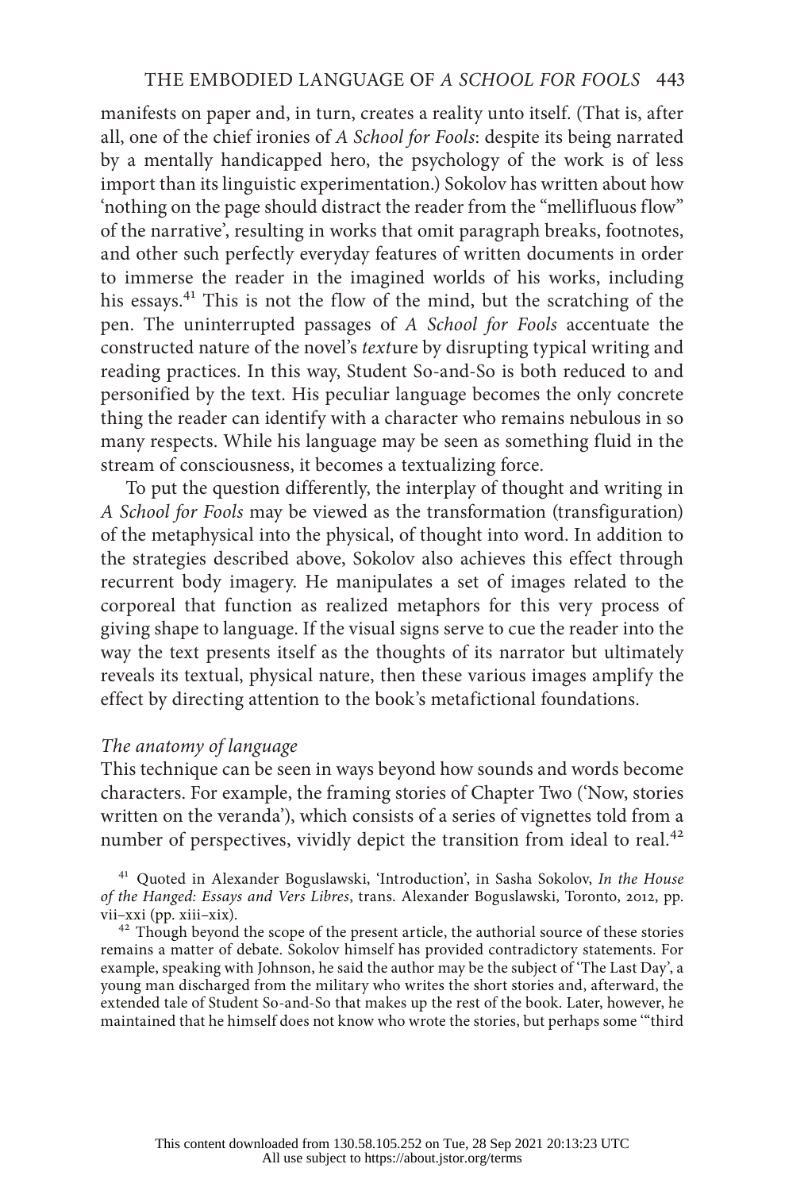manifests on paper and, in turn, creates a reality unto itself. (That is, after all, one of the chief ironies of *A School for Fools*: despite its being narrated by a mentally handicapped hero, the psychology of the work is of less import than its linguistic experimentation.) Sokolov has written about how 'nothing on the page should distract the reader from the "mellifluous flow" of the narrative', resulting in works that omit paragraph breaks, footnotes, and other such perfectly everyday features of written documents in order to immerse the reader in the imagined worlds of his works, including his essays.[41] This is not the flow of the mind, but the scratching of the pen. The uninterrupted passages of *A School for Fools* accentuate the constructed nature of the novel's *text*ure by disrupting typical writing and reading practices. In this way, Student So-and-So is both reduced to and personified by the text. His peculiar language becomes the only concrete thing the reader can identify with a character who remains nebulous in so many respects. While his language may be seen as something fluid in the stream of consciousness, it becomes a textualizing force.

To put the question differently, the interplay of thought and writing in *A School for Fools* may be viewed as the transformation (transfiguration) of the metaphysical into the physical, of thought into word. In addition to the strategies described above, Sokolov also achieves this effect through recurrent body imagery. He manipulates a set of images related to the corporeal that function as realized metaphors for this very process of giving shape to language. If the visual signs serve to cue the reader into the way the text presents itself as the thoughts of its narrator but ultimately reveals its textual, physical nature, then these various images amplify the effect by directing attention to the book's metafictional foundations.

*The anatomy of language*

This technique can be seen in ways beyond how sounds and words become characters. For example, the framing stories of Chapter Two ('Now, stories written on the veranda'), which consists of a series of vignettes told from a number of perspectives, vividly depict the transition from ideal to real.[42]

[41] Quoted in Alexander Boguslawski, 'Introduction', in Sasha Sokolov, *In the House of the Hanged: Essays and Vers Libres*, trans. Alexander Boguslawski, Toronto, 2012, pp. vii–xxi (pp. xiii–xix).

[42] Though beyond the scope of the present article, the authorial source of these stories remains a matter of debate. Sokolov himself has provided contradictory statements. For example, speaking with Johnson, he said the author may be the subject of 'The Last Day', a young man discharged from the military who writes the short stories and, afterward, the extended tale of Student So-and-So that makes up the rest of the book. Later, however, he maintained that he himself does not know who wrote the stories, but perhaps some '"third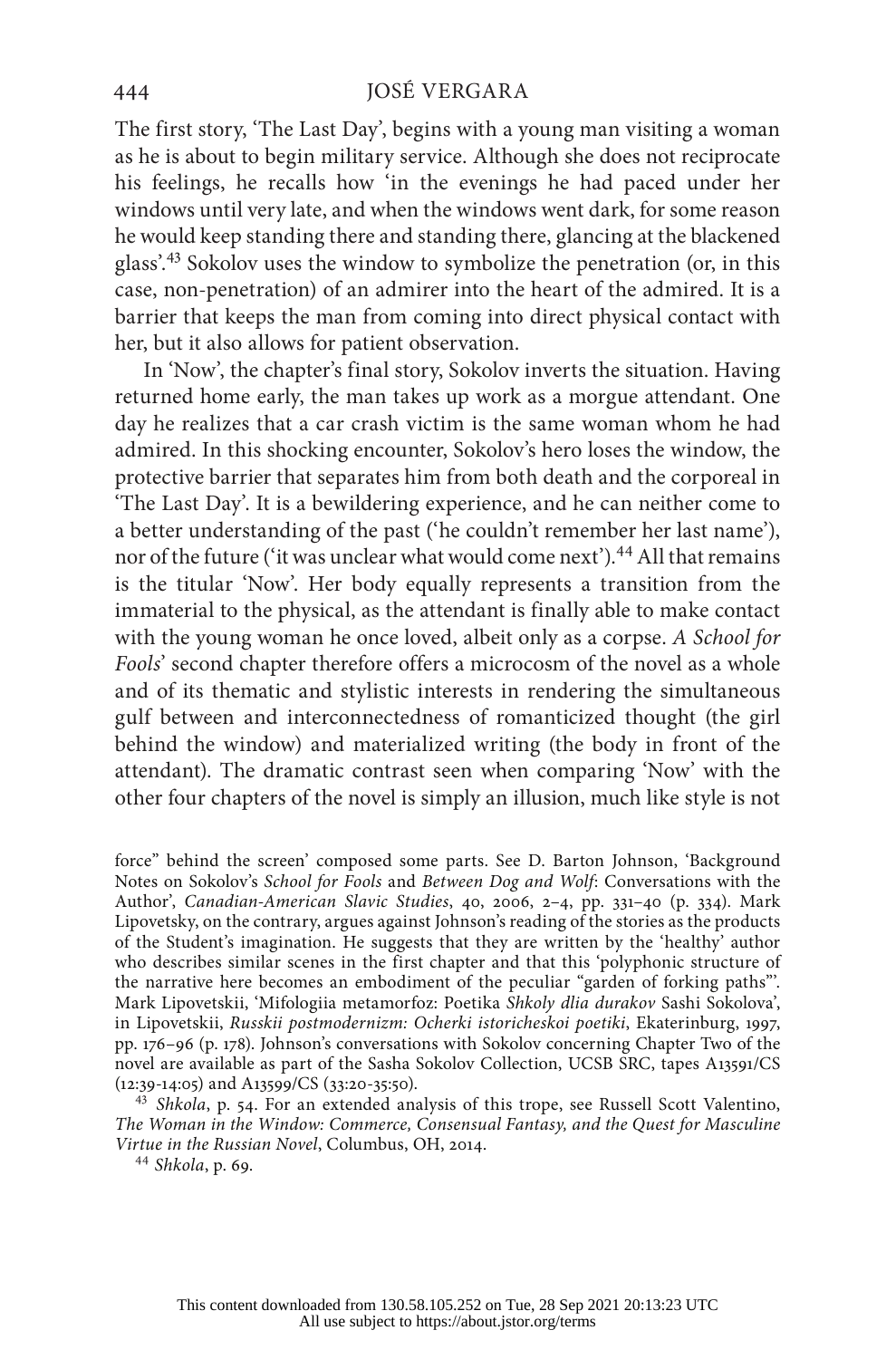The first story, 'The Last Day', begins with a young man visiting a woman as he is about to begin military service. Although she does not reciprocate his feelings, he recalls how 'in the evenings he had paced under her windows until very late, and when the windows went dark, for some reason he would keep standing there and standing there, glancing at the blackened glass'.[43] Sokolov uses the window to symbolize the penetration (or, in this case, non-penetration) of an admirer into the heart of the admired. It is a barrier that keeps the man from coming into direct physical contact with her, but it also allows for patient observation.

In 'Now', the chapter's final story, Sokolov inverts the situation. Having returned home early, the man takes up work as a morgue attendant. One day he realizes that a car crash victim is the same woman whom he had admired. In this shocking encounter, Sokolov's hero loses the window, the protective barrier that separates him from both death and the corporeal in 'The Last Day'. It is a bewildering experience, and he can neither come to a better understanding of the past ('he couldn't remember her last name'), nor of the future ('it was unclear what would come next').[44] All that remains is the titular 'Now'. Her body equally represents a transition from the immaterial to the physical, as the attendant is finally able to make contact with the young woman he once loved, albeit only as a corpse. *A School for Fools*' second chapter therefore offers a microcosm of the novel as a whole and of its thematic and stylistic interests in rendering the simultaneous gulf between and interconnectedness of romanticized thought (the girl behind the window) and materialized writing (the body in front of the attendant). The dramatic contrast seen when comparing 'Now' with the other four chapters of the novel is simply an illusion, much like style is not

force" behind the screen' composed some parts. See D. Barton Johnson, 'Background Notes on Sokolov's *School for Fools* and *Between Dog and Wolf*: Conversations with the Author', *Canadian-American Slavic Studies*, 40, 2006, 2–4, pp. 331–40 (p. 334). Mark Lipovetsky, on the contrary, argues against Johnson's reading of the stories as the products of the Student's imagination. He suggests that they are written by the 'healthy' author who describes similar scenes in the first chapter and that this 'polyphonic structure of the narrative here becomes an embodiment of the peculiar "garden of forking paths"'. Mark Lipovetskii, 'Mifologiia metamorfoz: Poetika *Shkoly dlia durakov* Sashi Sokolova', in Lipovetskii, *Russkii postmodernizm: Ocherki istoricheskoi poetiki*, Ekaterinburg, 1997, pp. 176–96 (p. 178). Johnson's conversations with Sokolov concerning Chapter Two of the novel are available as part of the Sasha Sokolov Collection, UCSB SRC, tapes A13591/CS (12:39-14:05) and A13599/CS (33:20-35:50).

[43] *Shkola*, p. 54. For an extended analysis of this trope, see Russell Scott Valentino, *The Woman in the Window: Commerce, Consensual Fantasy, and the Quest for Masculine Virtue in the Russian Novel*, Columbus, OH, 2014.

[44] *Shkola*, p. 69.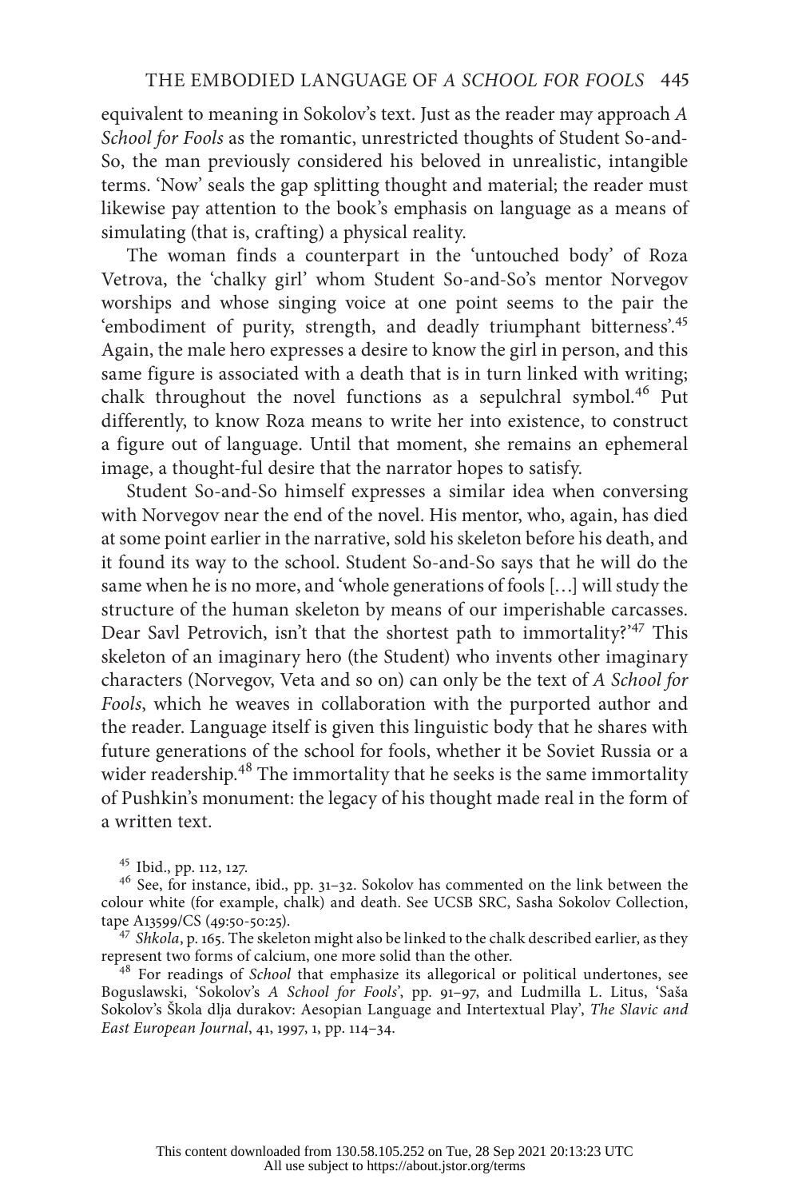equivalent to meaning in Sokolov's text. Just as the reader may approach *A School for Fools* as the romantic, unrestricted thoughts of Student So-and-So, the man previously considered his beloved in unrealistic, intangible terms. 'Now' seals the gap splitting thought and material; the reader must likewise pay attention to the book's emphasis on language as a means of simulating (that is, crafting) a physical reality.

The woman finds a counterpart in the 'untouched body' of Roza Vetrova, the 'chalky girl' whom Student So-and-So's mentor Norvegov worships and whose singing voice at one point seems to the pair the 'embodiment of purity, strength, and deadly triumphant bitterness'.[45] Again, the male hero expresses a desire to know the girl in person, and this same figure is associated with a death that is in turn linked with writing; chalk throughout the novel functions as a sepulchral symbol.[46] Put differently, to know Roza means to write her into existence, to construct a figure out of language. Until that moment, she remains an ephemeral image, a thought-ful desire that the narrator hopes to satisfy.

Student So-and-So himself expresses a similar idea when conversing with Norvegov near the end of the novel. His mentor, who, again, has died at some point earlier in the narrative, sold his skeleton before his death, and it found its way to the school. Student So-and-So says that he will do the same when he is no more, and 'whole generations of fools […] will study the structure of the human skeleton by means of our imperishable carcasses. Dear Savl Petrovich, isn't that the shortest path to immortality?'[47] This skeleton of an imaginary hero (the Student) who invents other imaginary characters (Norvegov, Veta and so on) can only be the text of *A School for Fools*, which he weaves in collaboration with the purported author and the reader. Language itself is given this linguistic body that he shares with future generations of the school for fools, whether it be Soviet Russia or a wider readership.[48] The immortality that he seeks is the same immortality of Pushkin's monument: the legacy of his thought made real in the form of a written text.

[45] Ibid., pp. 112, 127.

[46] See, for instance, ibid., pp. 31–32. Sokolov has commented on the link between the colour white (for example, chalk) and death. See UCSB SRC, Sasha Sokolov Collection, tape A13599/CS (49:50-50:25).

[47] *Shkola*, p. 165. The skeleton might also be linked to the chalk described earlier, as they represent two forms of calcium, one more solid than the other.

[48] For readings of *School* that emphasize its allegorical or political undertones, see Boguslawski, 'Sokolov's *A School for Fools*', pp. 91–97, and Ludmilla L. Litus, 'Saša Sokolov's Škola dlja durakov: Aesopian Language and Intertextual Play', *The Slavic and East European Journal*, 41, 1997, 1, pp. 114–34.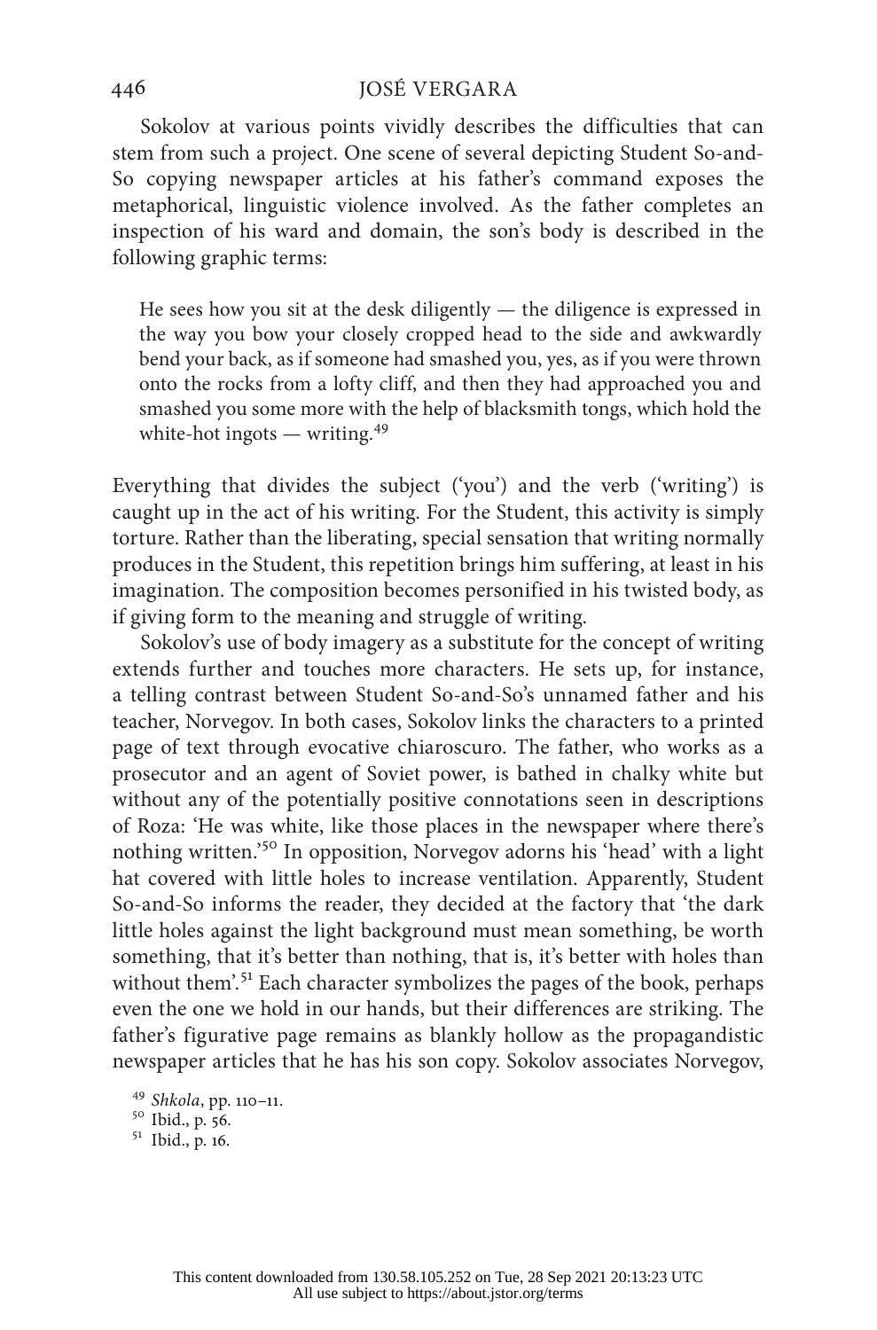Sokolov at various points vividly describes the difficulties that can stem from such a project. One scene of several depicting Student So-and-So copying newspaper articles at his father's command exposes the metaphorical, linguistic violence involved. As the father completes an inspection of his ward and domain, the son's body is described in the following graphic terms:

> He sees how you sit at the desk diligently — the diligence is expressed in the way you bow your closely cropped head to the side and awkwardly bend your back, as if someone had smashed you, yes, as if you were thrown onto the rocks from a lofty cliff, and then they had approached you and smashed you some more with the help of blacksmith tongs, which hold the white-hot ingots — writing.[49]

Everything that divides the subject ('you') and the verb ('writing') is caught up in the act of his writing. For the Student, this activity is simply torture. Rather than the liberating, special sensation that writing normally produces in the Student, this repetition brings him suffering, at least in his imagination. The composition becomes personified in his twisted body, as if giving form to the meaning and struggle of writing.

Sokolov's use of body imagery as a substitute for the concept of writing extends further and touches more characters. He sets up, for instance, a telling contrast between Student So-and-So's unnamed father and his teacher, Norvegov. In both cases, Sokolov links the characters to a printed page of text through evocative chiaroscuro. The father, who works as a prosecutor and an agent of Soviet power, is bathed in chalky white but without any of the potentially positive connotations seen in descriptions of Roza: 'He was white, like those places in the newspaper where there's nothing written.'[50] In opposition, Norvegov adorns his 'head' with a light hat covered with little holes to increase ventilation. Apparently, Student So-and-So informs the reader, they decided at the factory that 'the dark little holes against the light background must mean something, be worth something, that it's better than nothing, that is, it's better with holes than without them'.[51] Each character symbolizes the pages of the book, perhaps even the one we hold in our hands, but their differences are striking. The father's figurative page remains as blankly hollow as the propagandistic newspaper articles that he has his son copy. Sokolov associates Norvegov,

[49] *Shkola*, pp. 110–11.

[50] Ibid., p. 56.

[51] Ibid., p. 16.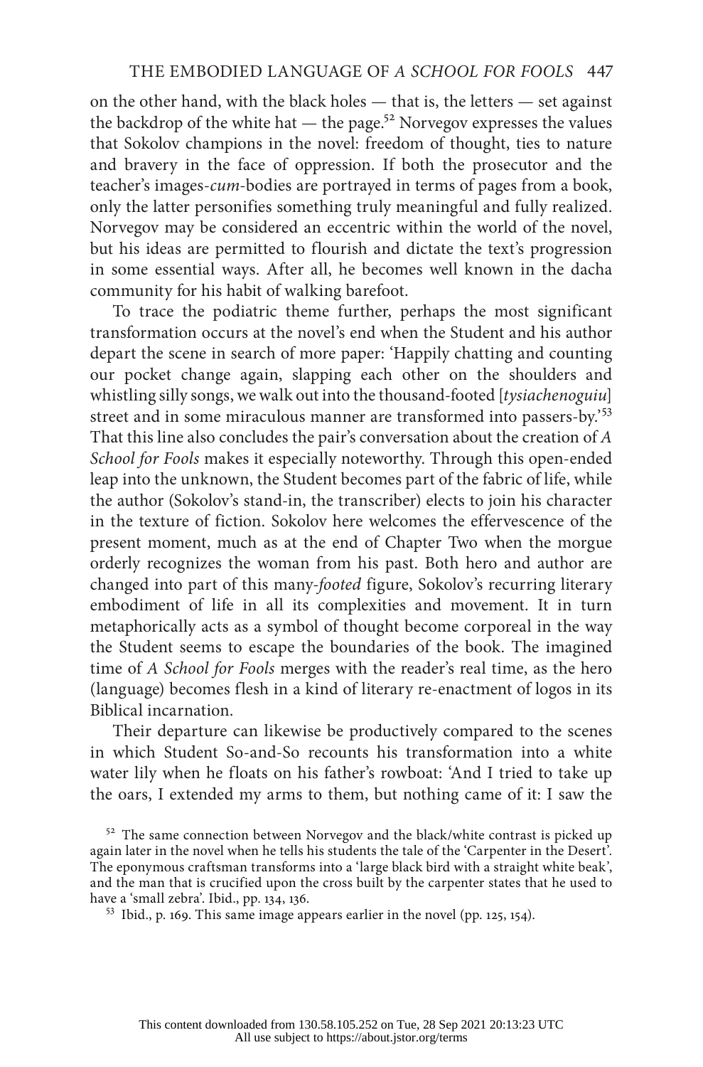on the other hand, with the black holes — that is, the letters — set against the backdrop of the white hat — the page.[52] Norvegov expresses the values that Sokolov champions in the novel: freedom of thought, ties to nature and bravery in the face of oppression. If both the prosecutor and the teacher's images-*cum*-bodies are portrayed in terms of pages from a book, only the latter personifies something truly meaningful and fully realized. Norvegov may be considered an eccentric within the world of the novel, but his ideas are permitted to flourish and dictate the text's progression in some essential ways. After all, he becomes well known in the dacha community for his habit of walking barefoot.

To trace the podiatric theme further, perhaps the most significant transformation occurs at the novel's end when the Student and his author depart the scene in search of more paper: 'Happily chatting and counting our pocket change again, slapping each other on the shoulders and whistling silly songs, we walk out into the thousand-footed [*tysiachenoguiu*] street and in some miraculous manner are transformed into passers-by.'[53] That this line also concludes the pair's conversation about the creation of *A School for Fools* makes it especially noteworthy. Through this open-ended leap into the unknown, the Student becomes part of the fabric of life, while the author (Sokolov's stand-in, the transcriber) elects to join his character in the texture of fiction. Sokolov here welcomes the effervescence of the present moment, much as at the end of Chapter Two when the morgue orderly recognizes the woman from his past. Both hero and author are changed into part of this many-*footed* figure, Sokolov's recurring literary embodiment of life in all its complexities and movement. It in turn metaphorically acts as a symbol of thought become corporeal in the way the Student seems to escape the boundaries of the book. The imagined time of *A School for Fools* merges with the reader's real time, as the hero (language) becomes flesh in a kind of literary re-enactment of logos in its Biblical incarnation.

Their departure can likewise be productively compared to the scenes in which Student So-and-So recounts his transformation into a white water lily when he floats on his father's rowboat: 'And I tried to take up the oars, I extended my arms to them, but nothing came of it: I saw the

[52] The same connection between Norvegov and the black/white contrast is picked up again later in the novel when he tells his students the tale of the 'Carpenter in the Desert'. The eponymous craftsman transforms into a 'large black bird with a straight white beak', and the man that is crucified upon the cross built by the carpenter states that he used to have a 'small zebra'. Ibid., pp. 134, 136.

[53] Ibid., p. 169. This same image appears earlier in the novel (pp. 125, 154).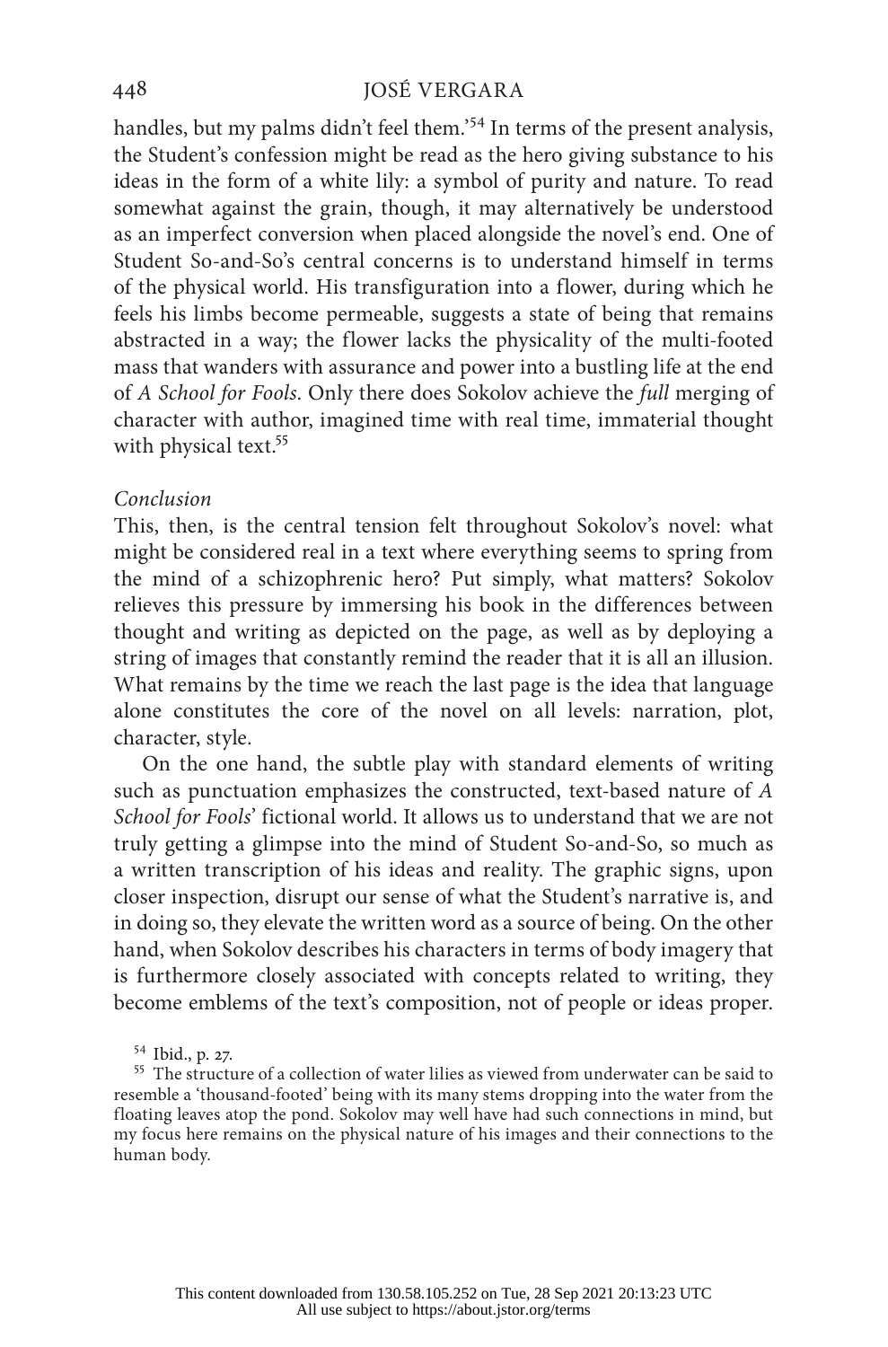handles, but my palms didn't feel them.'[54] In terms of the present analysis, the Student's confession might be read as the hero giving substance to his ideas in the form of a white lily: a symbol of purity and nature. To read somewhat against the grain, though, it may alternatively be understood as an imperfect conversion when placed alongside the novel's end. One of Student So-and-So's central concerns is to understand himself in terms of the physical world. His transfiguration into a flower, during which he feels his limbs become permeable, suggests a state of being that remains abstracted in a way; the flower lacks the physicality of the multi-footed mass that wanders with assurance and power into a bustling life at the end of *A School for Fools*. Only there does Sokolov achieve the *full* merging of character with author, imagined time with real time, immaterial thought with physical text.[55]

*Conclusion*

This, then, is the central tension felt throughout Sokolov's novel: what might be considered real in a text where everything seems to spring from the mind of a schizophrenic hero? Put simply, what matters? Sokolov relieves this pressure by immersing his book in the differences between thought and writing as depicted on the page, as well as by deploying a string of images that constantly remind the reader that it is all an illusion. What remains by the time we reach the last page is the idea that language alone constitutes the core of the novel on all levels: narration, plot, character, style.

On the one hand, the subtle play with standard elements of writing such as punctuation emphasizes the constructed, text-based nature of *A School for Fools*' fictional world. It allows us to understand that we are not truly getting a glimpse into the mind of Student So-and-So, so much as a written transcription of his ideas and reality. The graphic signs, upon closer inspection, disrupt our sense of what the Student's narrative is, and in doing so, they elevate the written word as a source of being. On the other hand, when Sokolov describes his characters in terms of body imagery that is furthermore closely associated with concepts related to writing, they become emblems of the text's composition, not of people or ideas proper.

[54] Ibid., p. 27.

[55] The structure of a collection of water lilies as viewed from underwater can be said to resemble a 'thousand-footed' being with its many stems dropping into the water from the floating leaves atop the pond. Sokolov may well have had such connections in mind, but my focus here remains on the physical nature of his images and their connections to the human body.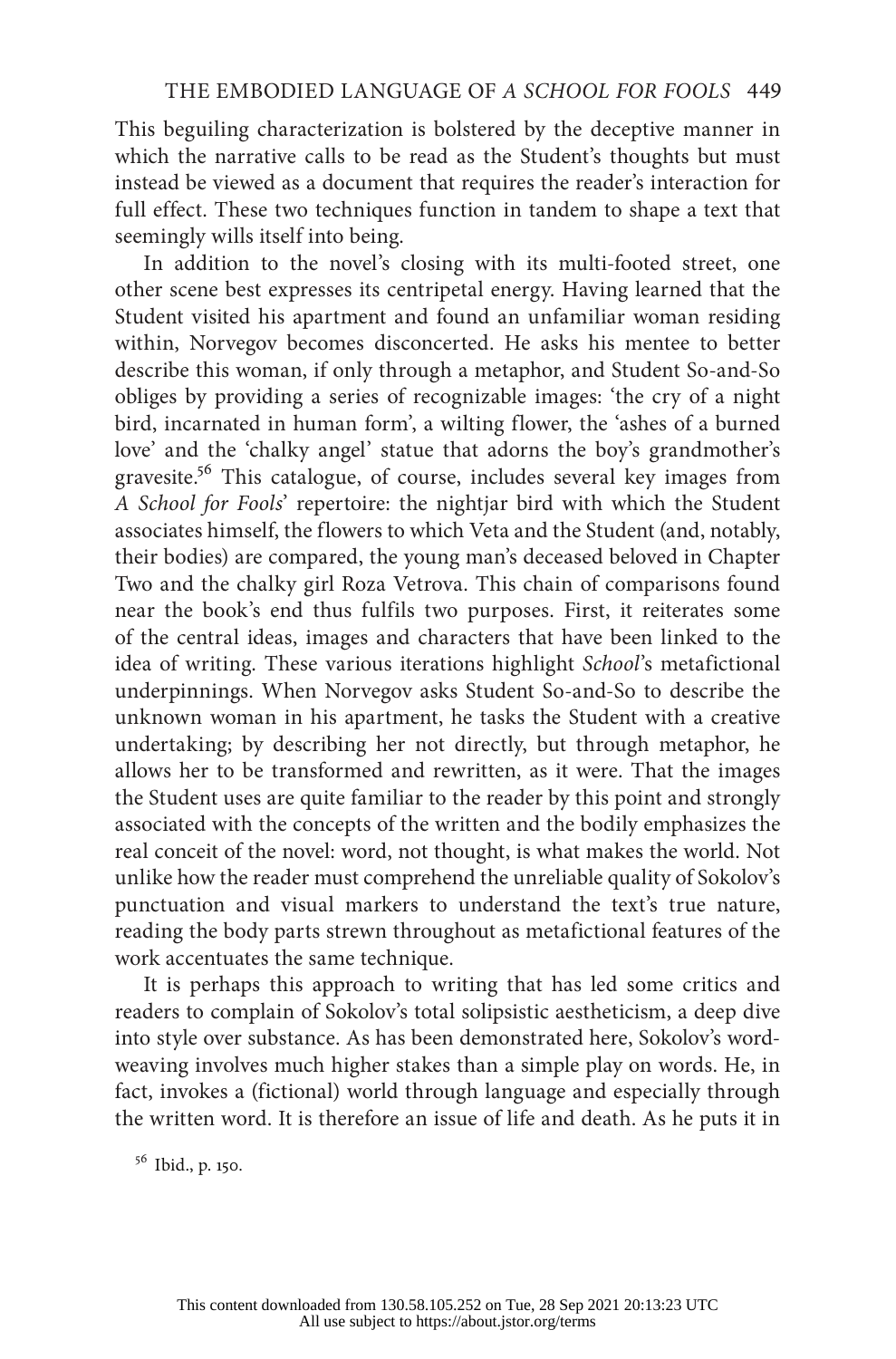This beguiling characterization is bolstered by the deceptive manner in which the narrative calls to be read as the Student's thoughts but must instead be viewed as a document that requires the reader's interaction for full effect. These two techniques function in tandem to shape a text that seemingly wills itself into being.

In addition to the novel's closing with its multi-footed street, one other scene best expresses its centripetal energy. Having learned that the Student visited his apartment and found an unfamiliar woman residing within, Norvegov becomes disconcerted. He asks his mentee to better describe this woman, if only through a metaphor, and Student So-and-So obliges by providing a series of recognizable images: 'the cry of a night bird, incarnated in human form', a wilting flower, the 'ashes of a burned love' and the 'chalky angel' statue that adorns the boy's grandmother's gravesite.[56] This catalogue, of course, includes several key images from *A School for Fools*' repertoire: the nightjar bird with which the Student associates himself, the flowers to which Veta and the Student (and, notably, their bodies) are compared, the young man's deceased beloved in Chapter Two and the chalky girl Roza Vetrova. This chain of comparisons found near the book's end thus fulfils two purposes. First, it reiterates some of the central ideas, images and characters that have been linked to the idea of writing. These various iterations highlight *School*'s metafictional underpinnings. When Norvegov asks Student So-and-So to describe the unknown woman in his apartment, he tasks the Student with a creative undertaking; by describing her not directly, but through metaphor, he allows her to be transformed and rewritten, as it were. That the images the Student uses are quite familiar to the reader by this point and strongly associated with the concepts of the written and the bodily emphasizes the real conceit of the novel: word, not thought, is what makes the world. Not unlike how the reader must comprehend the unreliable quality of Sokolov's punctuation and visual markers to understand the text's true nature, reading the body parts strewn throughout as metafictional features of the work accentuates the same technique.

It is perhaps this approach to writing that has led some critics and readers to complain of Sokolov's total solipsistic aestheticism, a deep dive into style over substance. As has been demonstrated here, Sokolov's word-weaving involves much higher stakes than a simple play on words. He, in fact, invokes a (fictional) world through language and especially through the written word. It is therefore an issue of life and death. As he puts it in

[56] Ibid., p. 150.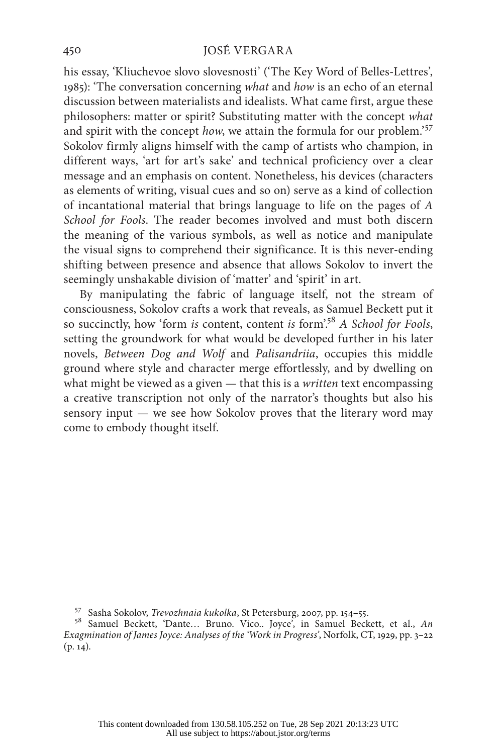his essay, 'Kliuchevoe slovo slovesnosti' ('The Key Word of Belles-Lettres', 1985): 'The conversation concerning *what* and *how* is an echo of an eternal discussion between materialists and idealists. What came first, argue these philosophers: matter or spirit? Substituting matter with the concept *what* and spirit with the concept *how*, we attain the formula for our problem.'[57] Sokolov firmly aligns himself with the camp of artists who champion, in different ways, 'art for art's sake' and technical proficiency over a clear message and an emphasis on content. Nonetheless, his devices (characters as elements of writing, visual cues and so on) serve as a kind of collection of incantational material that brings language to life on the pages of *A School for Fools*. The reader becomes involved and must both discern the meaning of the various symbols, as well as notice and manipulate the visual signs to comprehend their significance. It is this never-ending shifting between presence and absence that allows Sokolov to invert the seemingly unshakable division of 'matter' and 'spirit' in art.

By manipulating the fabric of language itself, not the stream of consciousness, Sokolov crafts a work that reveals, as Samuel Beckett put it so succinctly, how 'form *is* content, content *is* form'.[58] *A School for Fools*, setting the groundwork for what would be developed further in his later novels, *Between Dog and Wolf* and *Palisandriia*, occupies this middle ground where style and character merge effortlessly, and by dwelling on what might be viewed as a given — that this is a *written* text encompassing a creative transcription not only of the narrator's thoughts but also his sensory input — we see how Sokolov proves that the literary word may come to embody thought itself.

[57] Sasha Sokolov, *Trevozhnaia kukolka*, St Petersburg, 2007, pp. 154–55.

[58] Samuel Beckett, 'Dante… Bruno. Vico.. Joyce', in Samuel Beckett, et al., *An Exagmination of James Joyce: Analyses of the 'Work in Progress'*, Norfolk, CT, 1929, pp. 3–22 (p. 14).